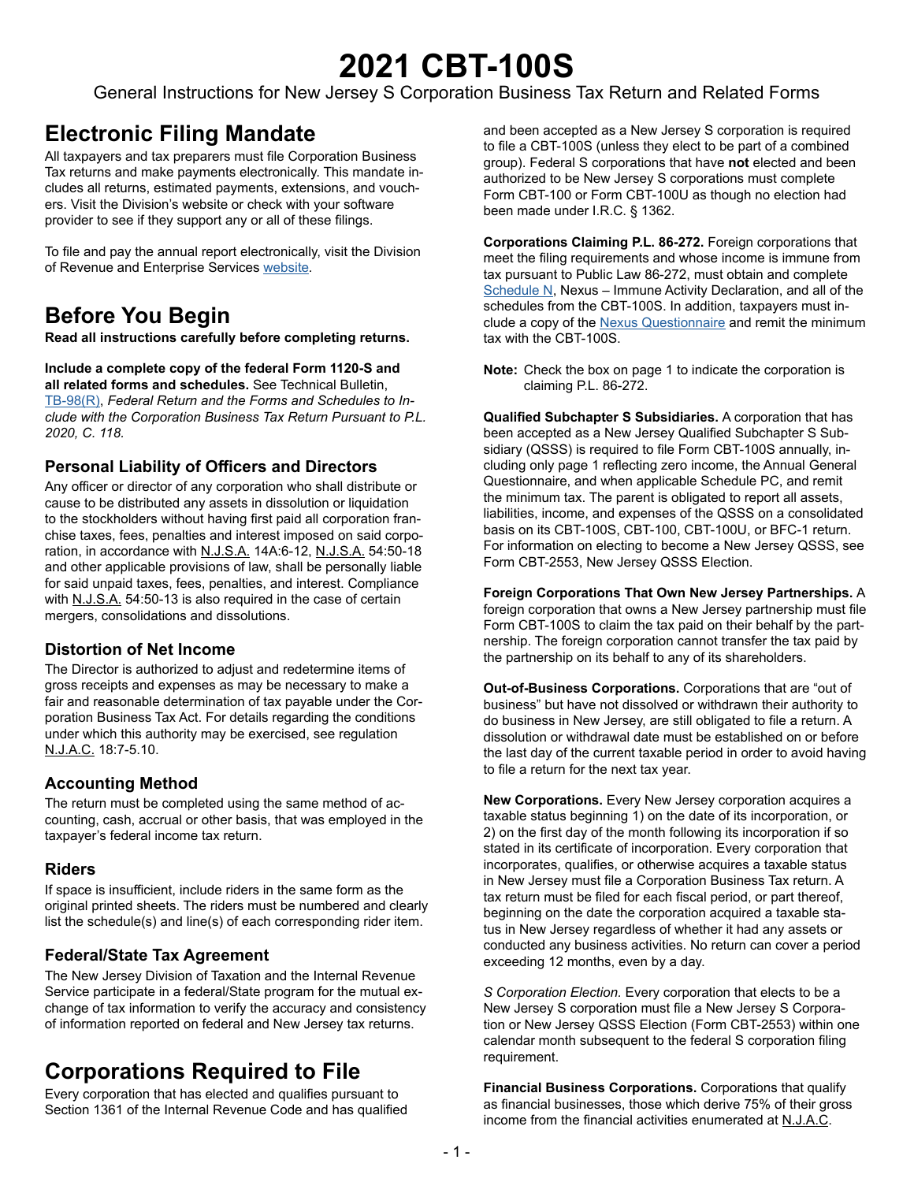# 2021 CBT-100S

General Instructions for New Jersey S Corporation Business Tax Return and Related Forms

## Electronic Filing Mandate

All taxpayers and tax preparers must file Corporation Business Tax returns and make payments electronically. This mandate includes all returns, estimated payments, extensions, and vouchers. Visit the Division's website or check with your software provider to see if they support any or all of these filings.

To file and pay the annual report electronically, visit the Division of Revenue and Enterprise Services website.

## Before You Begin

**Read all instructions carefully before completing returns.**

**Include a complete copy of the federal Form 1120-S and all related forms and schedules.** See Technical Bulletin, TB-98(R), *Federal Return and the Forms and Schedules to Include with the Corporation Business Tax Return Pursuant to P.L. 2020, C. 118.*

### Personal Liability of Officers and Directors

Any officer or director of any corporation who shall distribute or cause to be distributed any assets in dissolution or liquidation to the stockholders without having first paid all corporation franchise taxes, fees, penalties and interest imposed on said corporation, in accordance with N.J.S.A. 14A:6-12, N.J.S.A. 54:50-18 and other applicable provisions of law, shall be personally liable for said unpaid taxes, fees, penalties, and interest. Compliance with N.J.S.A. 54:50-13 is also required in the case of certain mergers, consolidations and dissolutions.

### Distortion of Net Income

The Director is authorized to adjust and redetermine items of gross receipts and expenses as may be necessary to make a fair and reasonable determination of tax payable under the Corporation Business Tax Act. For details regarding the conditions under which this authority may be exercised, see regulation N.J.A.C. 18:7-5.10.

### Accounting Method

The return must be completed using the same method of accounting, cash, accrual or other basis, that was employed in the taxpayer's federal income tax return.

### Riders

If space is insufficient, include riders in the same form as the original printed sheets. The riders must be numbered and clearly list the schedule(s) and line(s) of each corresponding rider item.

### Federal/State Tax Agreement

The New Jersey Division of Taxation and the Internal Revenue Service participate in a federal/State program for the mutual exchange of tax information to verify the accuracy and consistency of information reported on federal and New Jersey tax returns.

## Corporations Required to File

Every corporation that has elected and qualifies pursuant to Section 1361 of the Internal Revenue Code and has qualified and been accepted as a New Jersey S corporation is required to file a CBT-100S (unless they elect to be part of a combined group). Federal S corporations that have **not** elected and been authorized to be New Jersey S corporations must complete Form CBT-100 or Form CBT-100U as though no election had been made under I.R.C. § 1362.

**Corporations Claiming P.L. 86-272.** Foreign corporations that meet the filing requirements and whose income is immune from tax pursuant to Public Law 86-272, must obtain and complete Schedule N, Nexus – Immune Activity Declaration, and all of the schedules from the CBT-100S. In addition, taxpayers must include a copy of the Nexus Questionnaire and remit the minimum tax with the CBT-100S.

**Note:** Check the box on page 1 to indicate the corporation is claiming P.L. 86-272.

**Qualified Subchapter S Subsidiaries.** A corporation that has been accepted as a New Jersey Qualified Subchapter S Subsidiary (QSSS) is required to file Form CBT-100S annually, including only page 1 reflecting zero income, the Annual General Questionnaire, and when applicable Schedule PC, and remit the minimum tax. The parent is obligated to report all assets, liabilities, income, and expenses of the QSSS on a consolidated basis on its CBT-100S, CBT-100, CBT-100U, or BFC-1 return. For information on electing to become a New Jersey QSSS, see Form CBT-2553, New Jersey QSSS Election.

**Foreign Corporations That Own New Jersey Partnerships.** A foreign corporation that owns a New Jersey partnership must file Form CBT-100S to claim the tax paid on their behalf by the partnership. The foreign corporation cannot transfer the tax paid by the partnership on its behalf to any of its shareholders.

**Out-of-Business Corporations.** Corporations that are "out of business" but have not dissolved or withdrawn their authority to do business in New Jersey, are still obligated to file a return. A dissolution or withdrawal date must be established on or before the last day of the current taxable period in order to avoid having to file a return for the next tax year.

**New Corporations.** Every New Jersey corporation acquires a taxable status beginning 1) on the date of its incorporation, or 2) on the first day of the month following its incorporation if so stated in its certificate of incorporation. Every corporation that incorporates, qualifies, or otherwise acquires a taxable status in New Jersey must file a Corporation Business Tax return. A tax return must be filed for each fiscal period, or part thereof, beginning on the date the corporation acquired a taxable status in New Jersey regardless of whether it had any assets or conducted any business activities. No return can cover a period exceeding 12 months, even by a day.

*S Corporation Election.* Every corporation that elects to be a New Jersey S corporation must file a New Jersey S Corporation or New Jersey QSSS Election (Form CBT-2553) within one calendar month subsequent to the federal S corporation filing requirement.

**Financial Business Corporations.** Corporations that qualify as financial businesses, those which derive 75% of their gross income from the financial activities enumerated at N.J.A.C.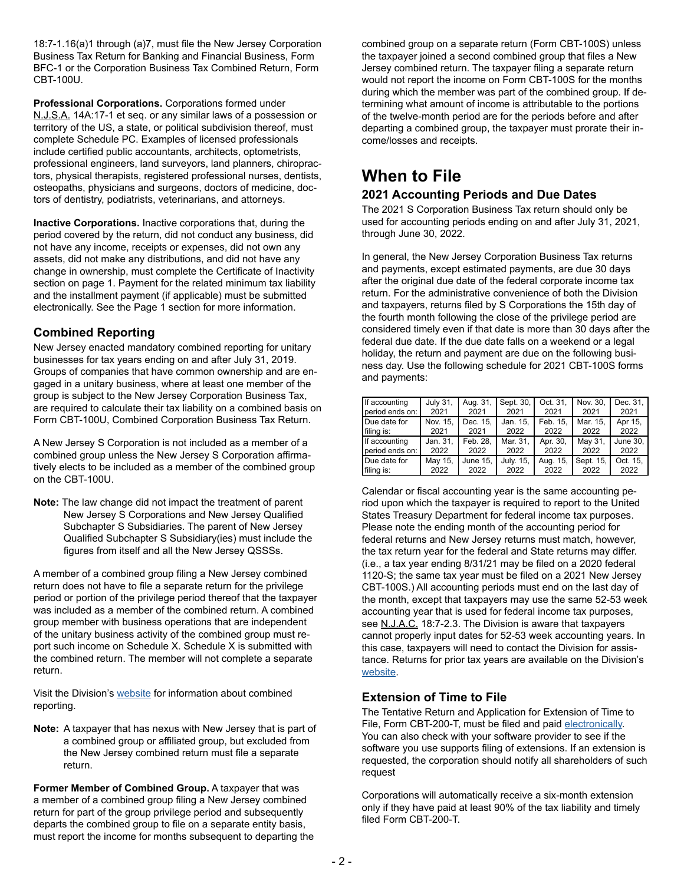18:7-1.16(a)1 through (a)7, must file the New Jersey Corporation Business Tax Return for Banking and Financial Business, Form BFC-1 or the Corporation Business Tax Combined Return, Form CBT-100U.

**Professional Corporations.** Corporations formed under N.J.S.A. 14A:17-1 et seq. or any similar laws of a possession or territory of the US, a state, or political subdivision thereof, must complete Schedule PC. Examples of licensed professionals include certified public accountants, architects, optometrists, professional engineers, land surveyors, land planners, chiropractors, physical therapists, registered professional nurses, dentists, osteopaths, physicians and surgeons, doctors of medicine, doctors of dentistry, podiatrists, veterinarians, and attorneys.

**Inactive Corporations.** Inactive corporations that, during the period covered by the return, did not conduct any business, did not have any income, receipts or expenses, did not own any assets, did not make any distributions, and did not have any change in ownership, must complete the Certificate of Inactivity section on page 1. Payment for the related minimum tax liability and the installment payment (if applicable) must be submitted electronically. See the Page 1 section for more information.

### Combined Reporting

New Jersey enacted mandatory combined reporting for unitary businesses for tax years ending on and after July 31, 2019. Groups of companies that have common ownership and are engaged in a unitary business, where at least one member of the group is subject to the New Jersey Corporation Business Tax, are required to calculate their tax liability on a combined basis on Form CBT-100U, Combined Corporation Business Tax Return.

A New Jersey S Corporation is not included as a member of a combined group unless the New Jersey S Corporation affirmatively elects to be included as a member of the combined group on the CBT-100U.

**Note:** The law change did not impact the treatment of parent New Jersey S Corporations and New Jersey Qualified Subchapter S Subsidiaries. The parent of New Jersey Qualified Subchapter S Subsidiary(ies) must include the figures from itself and all the New Jersey QSSSs.

A member of a combined group filing a New Jersey combined return does not have to file a separate return for the privilege period or portion of the privilege period thereof that the taxpayer was included as a member of the combined return. A combined group member with business operations that are independent of the unitary business activity of the combined group must report such income on Schedule X. Schedule X is submitted with the combined return. The member will not complete a separate return.

Visit the Division's website for information about combined reporting.

**Note:** A taxpayer that has nexus with New Jersey that is part of a combined group or affiliated group, but excluded from the New Jersey combined return must file a separate return.

**Former Member of Combined Group.** A taxpayer that was a member of a combined group filing a New Jersey combined return for part of the group privilege period and subsequently departs the combined group to file on a separate entity basis, must report the income for months subsequent to departing the combined group on a separate return (Form CBT-100S) unless the taxpayer joined a second combined group that files a New Jersey combined return. The taxpayer filing a separate return would not report the income on Form CBT-100S for the months during which the member was part of the combined group. If determining what amount of income is attributable to the portions of the twelve-month period are for the periods before and after departing a combined group, the taxpayer must prorate their income/losses and receipts.

## When to File

### 2021 Accounting Periods and Due Dates

The 2021 S Corporation Business Tax return should only be used for accounting periods ending on and after July 31, 2021, through June 30, 2022.

In general, the New Jersey Corporation Business Tax returns and payments, except estimated payments, are due 30 days after the original due date of the federal corporate income tax return. For the administrative convenience of both the Division and taxpayers, returns filed by S Corporations the 15th day of the fourth month following the close of the privilege period are considered timely even if that date is more than 30 days after the federal due date. If the due date falls on a weekend or a legal holiday, the return and payment are due on the following business day. Use the following schedule for 2021 CBT-100S forms and payments:

| If accounting period ends on: | July 31, 2021 | Aug. 31, 2021 | Sept. 30, 2021 | Oct. 31, 2021 | Nov. 30, 2021 | Dec. 31, 2021 |
|---|---|---|---|---|---|---|
| Due date for filing is: | Nov. 15, 2021 | Dec. 15, 2021 | Jan. 15, 2022 | Feb. 15, 2022 | Mar. 15, 2022 | Apr 15, 2022 |
| If accounting period ends on: | Jan. 31, 2022 | Feb. 28, 2022 | Mar. 31, 2022 | Apr. 30, 2022 | May 31, 2022 | June 30, 2022 |
| Due date for filing is: | May 15, 2022 | June 15, 2022 | July. 15, 2022 | Aug. 15, 2022 | Sept. 15, 2022 | Oct. 15, 2022 |

Calendar or fiscal accounting year is the same accounting period upon which the taxpayer is required to report to the United States Treasury Department for federal income tax purposes. Please note the ending month of the accounting period for federal returns and New Jersey returns must match, however, the tax return year for the federal and State returns may differ. (i.e., a tax year ending 8/31/21 may be filed on a 2020 federal 1120-S; the same tax year must be filed on a 2021 New Jersey CBT-100S.) All accounting periods must end on the last day of the month, except that taxpayers may use the same 52-53 week accounting year that is used for federal income tax purposes, see N.J.A.C. 18:7-2.3. The Division is aware that taxpayers cannot properly input dates for 52-53 week accounting years. In this case, taxpayers will need to contact the Division for assistance. Returns for prior tax years are available on the Division's website.

### Extension of Time to File

The Tentative Return and Application for Extension of Time to File, Form CBT-200-T, must be filed and paid electronically. You can also check with your software provider to see if the software you use supports filing of extensions. If an extension is requested, the corporation should notify all shareholders of such request

Corporations will automatically receive a six-month extension only if they have paid at least 90% of the tax liability and timely filed Form CBT-200-T.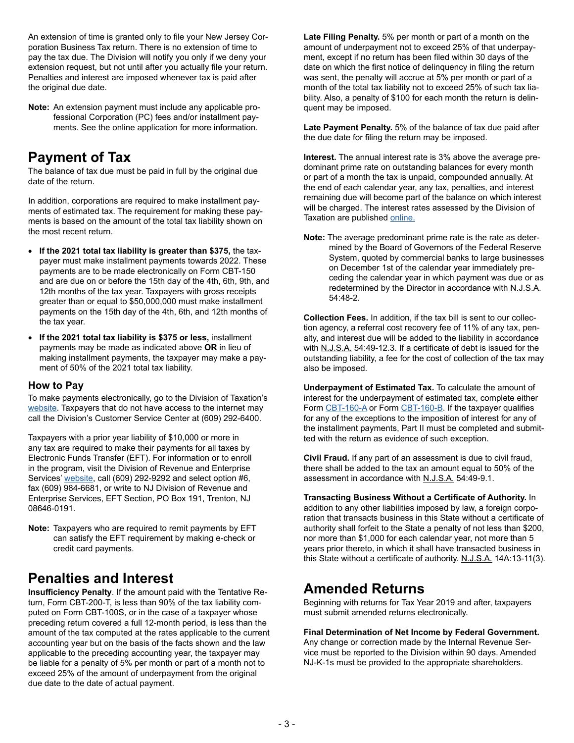An extension of time is granted only to file your New Jersey Corporation Business Tax return. There is no extension of time to pay the tax due. The Division will notify you only if we deny your extension request, but not until after you actually file your return. Penalties and interest are imposed whenever tax is paid after the original due date.

**Note:** An extension payment must include any applicable professional Corporation (PC) fees and/or installment payments. See the online application for more information.

## Payment of Tax

The balance of tax due must be paid in full by the original due date of the return.

In addition, corporations are required to make installment payments of estimated tax. The requirement for making these payments is based on the amount of the total tax liability shown on the most recent return.

- **If the 2021 total tax liability is greater than $375,** the taxpayer must make installment payments towards 2022. These payments are to be made electronically on Form CBT-150 and are due on or before the 15th day of the 4th, 6th, 9th, and 12th months of the tax year. Taxpayers with gross receipts greater than or equal to $50,000,000 must make installment payments on the 15th day of the 4th, 6th, and 12th months of the tax year.
- **If the 2021 total tax liability is $375 or less,** installment payments may be made as indicated above **OR** in lieu of making installment payments, the taxpayer may make a payment of 50% of the 2021 total tax liability.

### How to Pay

To make payments electronically, go to the Division of Taxation's website. Taxpayers that do not have access to the internet may call the Division's Customer Service Center at (609) 292-6400.

Taxpayers with a prior year liability of $10,000 or more in any tax are required to make their payments for all taxes by Electronic Funds Transfer (EFT). For information or to enroll in the program, visit the Division of Revenue and Enterprise Services' website, call (609) 292-9292 and select option #6, fax (609) 984-6681, or write to NJ Division of Revenue and Enterprise Services, EFT Section, PO Box 191, Trenton, NJ 08646-0191.

**Note:** Taxpayers who are required to remit payments by EFT can satisfy the EFT requirement by making e-check or credit card payments.

## Penalties and Interest

**Insufficiency Penalty**. If the amount paid with the Tentative Return, Form CBT-200-T, is less than 90% of the tax liability computed on Form CBT-100S, or in the case of a taxpayer whose preceding return covered a full 12-month period, is less than the amount of the tax computed at the rates applicable to the current accounting year but on the basis of the facts shown and the law applicable to the preceding accounting year, the taxpayer may be liable for a penalty of 5% per month or part of a month not to exceed 25% of the amount of underpayment from the original due date to the date of actual payment.

**Late Filing Penalty.** 5% per month or part of a month on the amount of underpayment not to exceed 25% of that underpayment, except if no return has been filed within 30 days of the date on which the first notice of delinquency in filing the return was sent, the penalty will accrue at 5% per month or part of a month of the total tax liability not to exceed 25% of such tax liability. Also, a penalty of $100 for each month the return is delinquent may be imposed.

**Late Payment Penalty.** 5% of the balance of tax due paid after the due date for filing the return may be imposed.

**Interest.** The annual interest rate is 3% above the average predominant prime rate on outstanding balances for every month or part of a month the tax is unpaid, compounded annually. At the end of each calendar year, any tax, penalties, and interest remaining due will become part of the balance on which interest will be charged. The interest rates assessed by the Division of Taxation are published online.

**Note:** The average predominant prime rate is the rate as determined by the Board of Governors of the Federal Reserve System, quoted by commercial banks to large businesses on December 1st of the calendar year immediately preceding the calendar year in which payment was due or as redetermined by the Director in accordance with N.J.S.A. 54:48-2.

**Collection Fees.** In addition, if the tax bill is sent to our collection agency, a referral cost recovery fee of 11% of any tax, penalty, and interest due will be added to the liability in accordance with N.J.S.A. 54:49-12.3. If a certificate of debt is issued for the outstanding liability, a fee for the cost of collection of the tax may also be imposed.

**Underpayment of Estimated Tax.** To calculate the amount of interest for the underpayment of estimated tax, complete either Form CBT-160-A or Form CBT-160-B. If the taxpayer qualifies for any of the exceptions to the imposition of interest for any of the installment payments, Part II must be completed and submitted with the return as evidence of such exception.

**Civil Fraud.** If any part of an assessment is due to civil fraud, there shall be added to the tax an amount equal to 50% of the assessment in accordance with N.J.S.A. 54:49-9.1.

**Transacting Business Without a Certificate of Authority.** In addition to any other liabilities imposed by law, a foreign corporation that transacts business in this State without a certificate of authority shall forfeit to the State a penalty of not less than $200, nor more than $1,000 for each calendar year, not more than 5 years prior thereto, in which it shall have transacted business in this State without a certificate of authority. N.J.S.A. 14A:13-11(3).

## Amended Returns

Beginning with returns for Tax Year 2019 and after, taxpayers must submit amended returns electronically.

**Final Determination of Net Income by Federal Government.** Any change or correction made by the Internal Revenue Service must be reported to the Division within 90 days. Amended NJ-K-1s must be provided to the appropriate shareholders.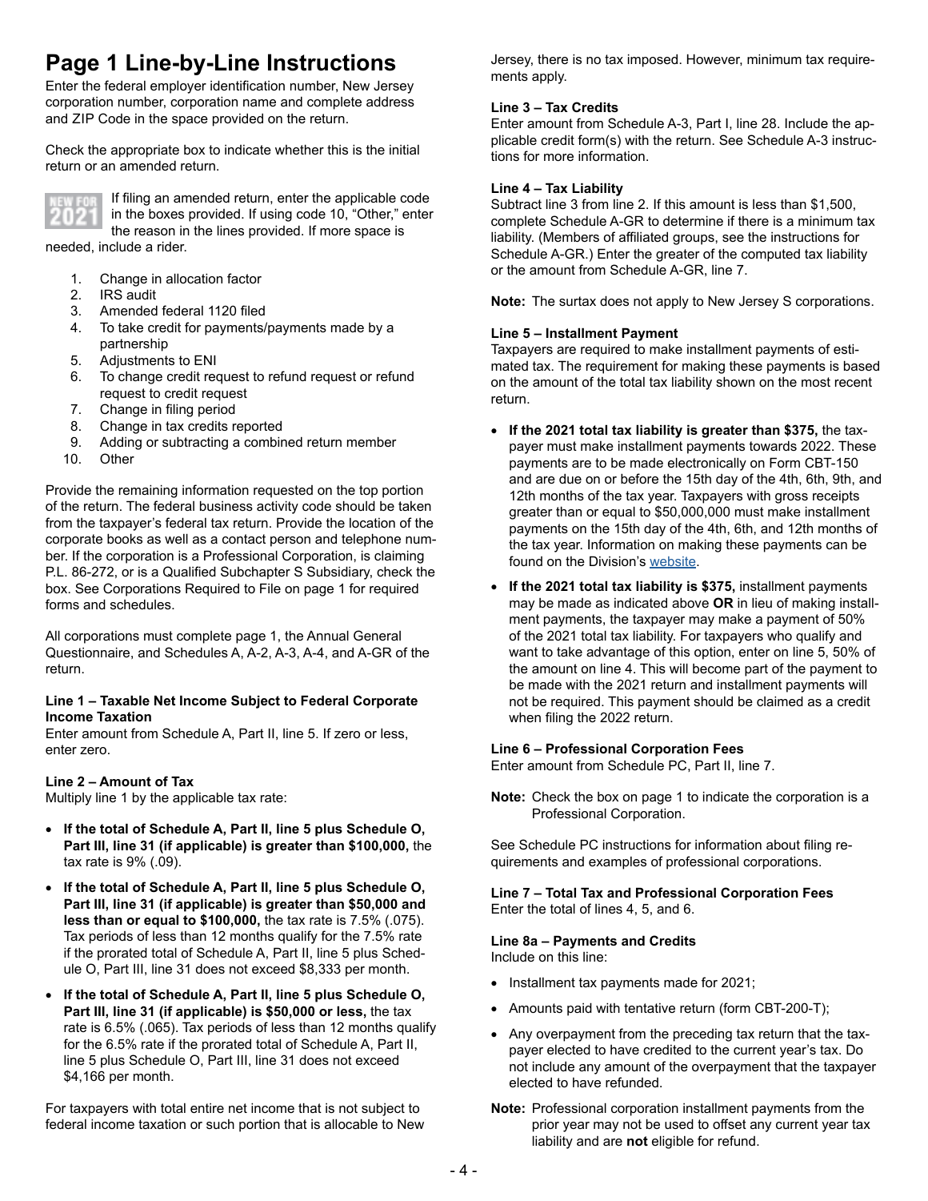# Page 1 Line-by-Line Instructions

Enter the federal employer identification number, New Jersey corporation number, corporation name and complete address and ZIP Code in the space provided on the return.

Check the appropriate box to indicate whether this is the initial return or an amended return.

NEW FOR 2021 If filing an amended return, enter the applicable code in the boxes provided. If using code 10, "Other," enter the reason in the lines provided. If more space is needed, include a rider.

1. Change in allocation factor
2. IRS audit
3. Amended federal 1120 filed
4. To take credit for payments/payments made by a partnership
5. Adjustments to ENI
6. To change credit request to refund request or refund request to credit request
7. Change in filing period
8. Change in tax credits reported
9. Adding or subtracting a combined return member
10. Other

Provide the remaining information requested on the top portion of the return. The federal business activity code should be taken from the taxpayer's federal tax return. Provide the location of the corporate books as well as a contact person and telephone number. If the corporation is a Professional Corporation, is claiming P.L. 86-272, or is a Qualified Subchapter S Subsidiary, check the box. See Corporations Required to File on page 1 for required forms and schedules.

All corporations must complete page 1, the Annual General Questionnaire, and Schedules A, A-2, A-3, A-4, and A-GR of the return.

**Line 1 – Taxable Net Income Subject to Federal Corporate Income Taxation**
Enter amount from Schedule A, Part II, line 5. If zero or less, enter zero.

**Line 2 – Amount of Tax**
Multiply line 1 by the applicable tax rate:

- **If the total of Schedule A, Part II, line 5 plus Schedule O, Part III, line 31 (if applicable) is greater than $100,000,** the tax rate is 9% (.09).
- **If the total of Schedule A, Part II, line 5 plus Schedule O, Part III, line 31 (if applicable) is greater than $50,000 and less than or equal to $100,000,** the tax rate is 7.5% (.075). Tax periods of less than 12 months qualify for the 7.5% rate if the prorated total of Schedule A, Part II, line 5 plus Schedule O, Part III, line 31 does not exceed $8,333 per month.
- **If the total of Schedule A, Part II, line 5 plus Schedule O, Part III, line 31 (if applicable) is $50,000 or less,** the tax rate is 6.5% (.065). Tax periods of less than 12 months qualify for the 6.5% rate if the prorated total of Schedule A, Part II, line 5 plus Schedule O, Part III, line 31 does not exceed $4,166 per month.

For taxpayers with total entire net income that is not subject to federal income taxation or such portion that is allocable to New Jersey, there is no tax imposed. However, minimum tax requirements apply.

**Line 3 – Tax Credits**
Enter amount from Schedule A-3, Part I, line 28. Include the applicable credit form(s) with the return. See Schedule A-3 instructions for more information.

**Line 4 – Tax Liability**
Subtract line 3 from line 2. If this amount is less than $1,500, complete Schedule A-GR to determine if there is a minimum tax liability. (Members of affiliated groups, see the instructions for Schedule A-GR.) Enter the greater of the computed tax liability or the amount from Schedule A-GR, line 7.

**Note:** The surtax does not apply to New Jersey S corporations.

**Line 5 – Installment Payment**
Taxpayers are required to make installment payments of estimated tax. The requirement for making these payments is based on the amount of the total tax liability shown on the most recent return.

- **If the 2021 total tax liability is greater than $375,** the taxpayer must make installment payments towards 2022. These payments are to be made electronically on Form CBT-150 and are due on or before the 15th day of the 4th, 6th, 9th, and 12th months of the tax year. Taxpayers with gross receipts greater than or equal to $50,000,000 must make installment payments on the 15th day of the 4th, 6th, and 12th months of the tax year. Information on making these payments can be found on the Division's website.
- **If the 2021 total tax liability is $375,** installment payments may be made as indicated above **OR** in lieu of making installment payments, the taxpayer may make a payment of 50% of the 2021 total tax liability. For taxpayers who qualify and want to take advantage of this option, enter on line 5, 50% of the amount on line 4. This will become part of the payment to be made with the 2021 return and installment payments will not be required. This payment should be claimed as a credit when filing the 2022 return.

**Line 6 – Professional Corporation Fees**
Enter amount from Schedule PC, Part II, line 7.

**Note:** Check the box on page 1 to indicate the corporation is a Professional Corporation.

See Schedule PC instructions for information about filing requirements and examples of professional corporations.

**Line 7 – Total Tax and Professional Corporation Fees**
Enter the total of lines 4, 5, and 6.

**Line 8a – Payments and Credits**
Include on this line:

- Installment tax payments made for 2021;
- Amounts paid with tentative return (form CBT-200-T);
- Any overpayment from the preceding tax return that the taxpayer elected to have credited to the current year's tax. Do not include any amount of the overpayment that the taxpayer elected to have refunded.

**Note:** Professional corporation installment payments from the prior year may not be used to offset any current year tax liability and are **not** eligible for refund.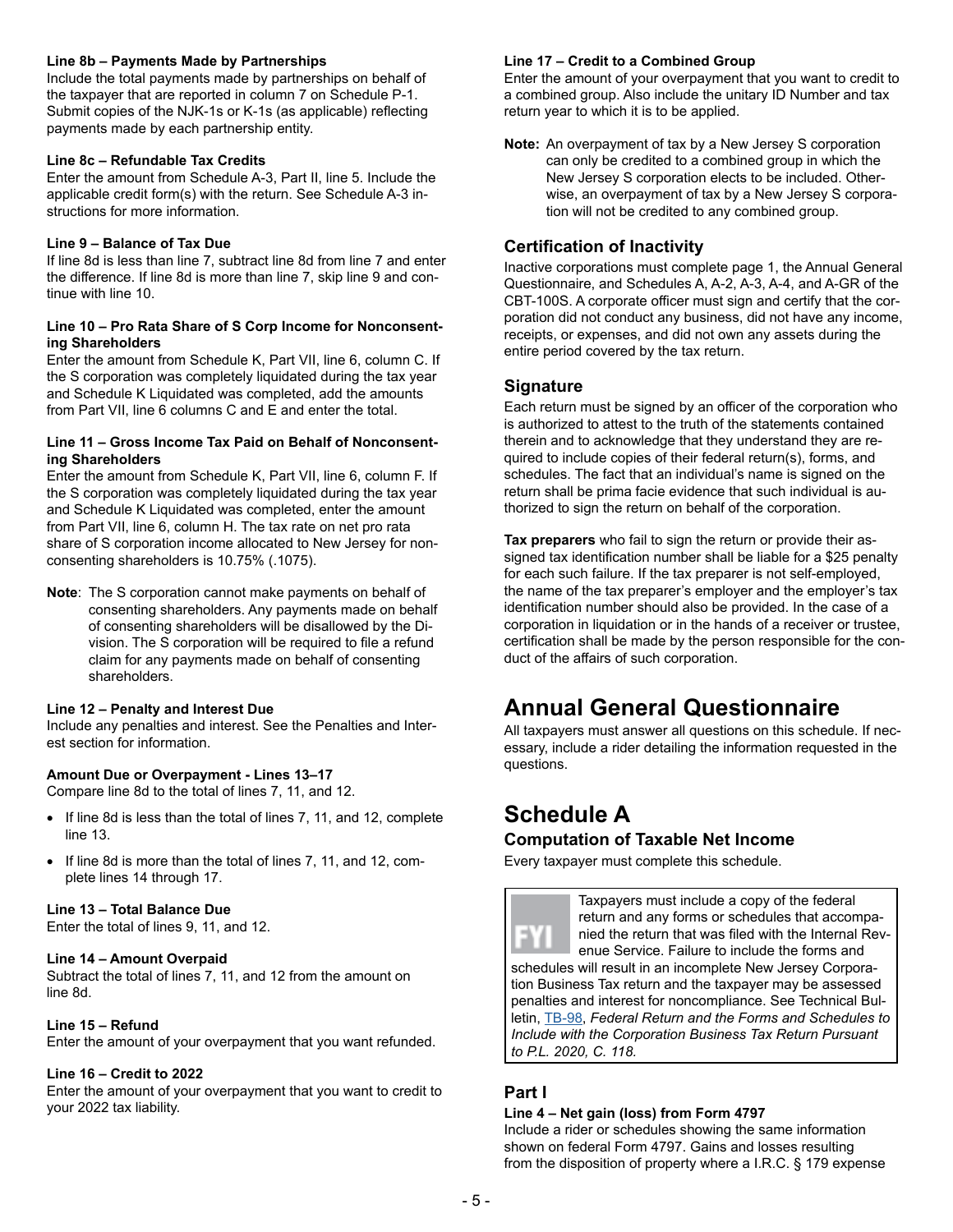**Line 8b – Payments Made by Partnerships**
Include the total payments made by partnerships on behalf of the taxpayer that are reported in column 7 on Schedule P-1. Submit copies of the NJK-1s or K-1s (as applicable) reflecting payments made by each partnership entity.

**Line 8c – Refundable Tax Credits**
Enter the amount from Schedule A-3, Part II, line 5. Include the applicable credit form(s) with the return. See Schedule A-3 instructions for more information.

**Line 9 – Balance of Tax Due**
If line 8d is less than line 7, subtract line 8d from line 7 and enter the difference. If line 8d is more than line 7, skip line 9 and continue with line 10.

**Line 10 – Pro Rata Share of S Corp Income for Nonconsenting Shareholders**
Enter the amount from Schedule K, Part VII, line 6, column C. If the S corporation was completely liquidated during the tax year and Schedule K Liquidated was completed, add the amounts from Part VII, line 6 columns C and E and enter the total.

**Line 11 – Gross Income Tax Paid on Behalf of Nonconsenting Shareholders**
Enter the amount from Schedule K, Part VII, line 6, column F. If the S corporation was completely liquidated during the tax year and Schedule K Liquidated was completed, enter the amount from Part VII, line 6, column H. The tax rate on net pro rata share of S corporation income allocated to New Jersey for nonconsenting shareholders is 10.75% (.1075).

**Note**: The S corporation cannot make payments on behalf of consenting shareholders. Any payments made on behalf of consenting shareholders will be disallowed by the Division. The S corporation will be required to file a refund claim for any payments made on behalf of consenting shareholders.

**Line 12 – Penalty and Interest Due**
Include any penalties and interest. See the Penalties and Interest section for information.

**Amount Due or Overpayment - Lines 13–17**
Compare line 8d to the total of lines 7, 11, and 12.

- If line 8d is less than the total of lines 7, 11, and 12, complete line 13.
- If line 8d is more than the total of lines 7, 11, and 12, complete lines 14 through 17.

**Line 13 – Total Balance Due**
Enter the total of lines 9, 11, and 12.

**Line 14 – Amount Overpaid**
Subtract the total of lines 7, 11, and 12 from the amount on line 8d.

**Line 15 – Refund**
Enter the amount of your overpayment that you want refunded.

**Line 16 – Credit to 2022**
Enter the amount of your overpayment that you want to credit to your 2022 tax liability.

**Line 17 – Credit to a Combined Group**
Enter the amount of your overpayment that you want to credit to a combined group. Also include the unitary ID Number and tax return year to which it is to be applied.

**Note:** An overpayment of tax by a New Jersey S corporation can only be credited to a combined group in which the New Jersey S corporation elects to be included. Otherwise, an overpayment of tax by a New Jersey S corporation will not be credited to any combined group.

### Certification of Inactivity

Inactive corporations must complete page 1, the Annual General Questionnaire, and Schedules A, A-2, A-3, A-4, and A-GR of the CBT-100S. A corporate officer must sign and certify that the corporation did not conduct any business, did not have any income, receipts, or expenses, and did not own any assets during the entire period covered by the tax return.

### Signature

Each return must be signed by an officer of the corporation who is authorized to attest to the truth of the statements contained therein and to acknowledge that they understand they are required to include copies of their federal return(s), forms, and schedules. The fact that an individual's name is signed on the return shall be prima facie evidence that such individual is authorized to sign the return on behalf of the corporation.

**Tax preparers** who fail to sign the return or provide their assigned tax identification number shall be liable for a $25 penalty for each such failure. If the tax preparer is not self-employed, the name of the tax preparer's employer and the employer's tax identification number should also be provided. In the case of a corporation in liquidation or in the hands of a receiver or trustee, certification shall be made by the person responsible for the conduct of the affairs of such corporation.

# Annual General Questionnaire

All taxpayers must answer all questions on this schedule. If necessary, include a rider detailing the information requested in the questions.

# Schedule A

### Computation of Taxable Net Income

Every taxpayer must complete this schedule.

> **FYI** Taxpayers must include a copy of the federal return and any forms or schedules that accompanied the return that was filed with the Internal Revenue Service. Failure to include the forms and schedules will result in an incomplete New Jersey Corporation Business Tax return and the taxpayer may be assessed penalties and interest for noncompliance. See Technical Bulletin, TB-98, *Federal Return and the Forms and Schedules to Include with the Corporation Business Tax Return Pursuant to P.L. 2020, C. 118.*

### Part I

**Line 4 – Net gain (loss) from Form 4797**
Include a rider or schedules showing the same information shown on federal Form 4797. Gains and losses resulting from the disposition of property where a I.R.C. § 179 expense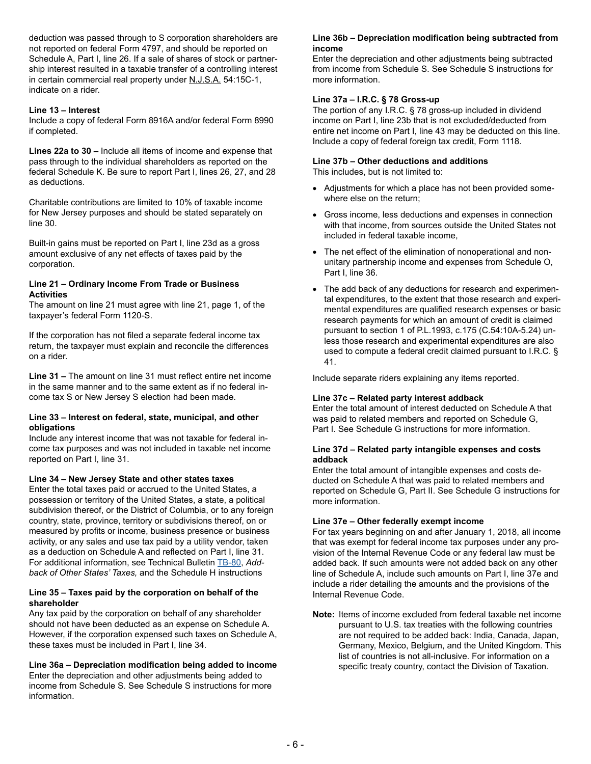deduction was passed through to S corporation shareholders are not reported on federal Form 4797, and should be reported on Schedule A, Part I, line 26. If a sale of shares of stock or partnership interest resulted in a taxable transfer of a controlling interest in certain commercial real property under N.J.S.A. 54:15C-1, indicate on a rider.

**Line 13 – Interest**
Include a copy of federal Form 8916A and/or federal Form 8990 if completed.

**Lines 22a to 30 –** Include all items of income and expense that pass through to the individual shareholders as reported on the federal Schedule K. Be sure to report Part I, lines 26, 27, and 28 as deductions.

Charitable contributions are limited to 10% of taxable income for New Jersey purposes and should be stated separately on line 30.

Built-in gains must be reported on Part I, line 23d as a gross amount exclusive of any net effects of taxes paid by the corporation.

**Line 21 – Ordinary Income From Trade or Business Activities**
The amount on line 21 must agree with line 21, page 1, of the taxpayer's federal Form 1120-S.

If the corporation has not filed a separate federal income tax return, the taxpayer must explain and reconcile the differences on a rider.

**Line 31 –** The amount on line 31 must reflect entire net income in the same manner and to the same extent as if no federal income tax S or New Jersey S election had been made.

**Line 33 – Interest on federal, state, municipal, and other obligations**
Include any interest income that was not taxable for federal income tax purposes and was not included in taxable net income reported on Part I, line 31.

**Line 34 – New Jersey State and other states taxes**
Enter the total taxes paid or accrued to the United States, a possession or territory of the United States, a state, a political subdivision thereof, or the District of Columbia, or to any foreign country, state, province, territory or subdivisions thereof, on or measured by profits or income, business presence or business activity, or any sales and use tax paid by a utility vendor, taken as a deduction on Schedule A and reflected on Part I, line 31. For additional information, see Technical Bulletin TB-80, *Addback of Other States' Taxes,* and the Schedule H instructions

**Line 35 – Taxes paid by the corporation on behalf of the shareholder**
Any tax paid by the corporation on behalf of any shareholder should not have been deducted as an expense on Schedule A. However, if the corporation expensed such taxes on Schedule A, these taxes must be included in Part I, line 34.

**Line 36a – Depreciation modification being added to income**
Enter the depreciation and other adjustments being added to income from Schedule S. See Schedule S instructions for more information.

**Line 36b – Depreciation modification being subtracted from income**
Enter the depreciation and other adjustments being subtracted from income from Schedule S. See Schedule S instructions for more information.

**Line 37a – I.R.C. § 78 Gross-up**
The portion of any I.R.C. § 78 gross-up included in dividend income on Part I, line 23b that is not excluded/deducted from entire net income on Part I, line 43 may be deducted on this line. Include a copy of federal foreign tax credit, Form 1118.

**Line 37b – Other deductions and additions**
This includes, but is not limited to:

- Adjustments for which a place has not been provided somewhere else on the return;
- Gross income, less deductions and expenses in connection with that income, from sources outside the United States not included in federal taxable income,
- The net effect of the elimination of nonoperational and nonunitary partnership income and expenses from Schedule O, Part I, line 36.
- The add back of any deductions for research and experimental expenditures, to the extent that those research and experimental expenditures are qualified research expenses or basic research payments for which an amount of credit is claimed pursuant to section 1 of P.L.1993, c.175 (C.54:10A-5.24) unless those research and experimental expenditures are also used to compute a federal credit claimed pursuant to I.R.C. § 41.

Include separate riders explaining any items reported.

**Line 37c – Related party interest addback**
Enter the total amount of interest deducted on Schedule A that was paid to related members and reported on Schedule G, Part I. See Schedule G instructions for more information.

**Line 37d – Related party intangible expenses and costs addback**
Enter the total amount of intangible expenses and costs deducted on Schedule A that was paid to related members and reported on Schedule G, Part II. See Schedule G instructions for more information.

**Line 37e – Other federally exempt income**
For tax years beginning on and after January 1, 2018, all income that was exempt for federal income tax purposes under any provision of the Internal Revenue Code or any federal law must be added back. If such amounts were not added back on any other line of Schedule A, include such amounts on Part I, line 37e and include a rider detailing the amounts and the provisions of the Internal Revenue Code.

**Note:** Items of income excluded from federal taxable net income pursuant to U.S. tax treaties with the following countries are not required to be added back: India, Canada, Japan, Germany, Mexico, Belgium, and the United Kingdom. This list of countries is not all-inclusive. For information on a specific treaty country, contact the Division of Taxation.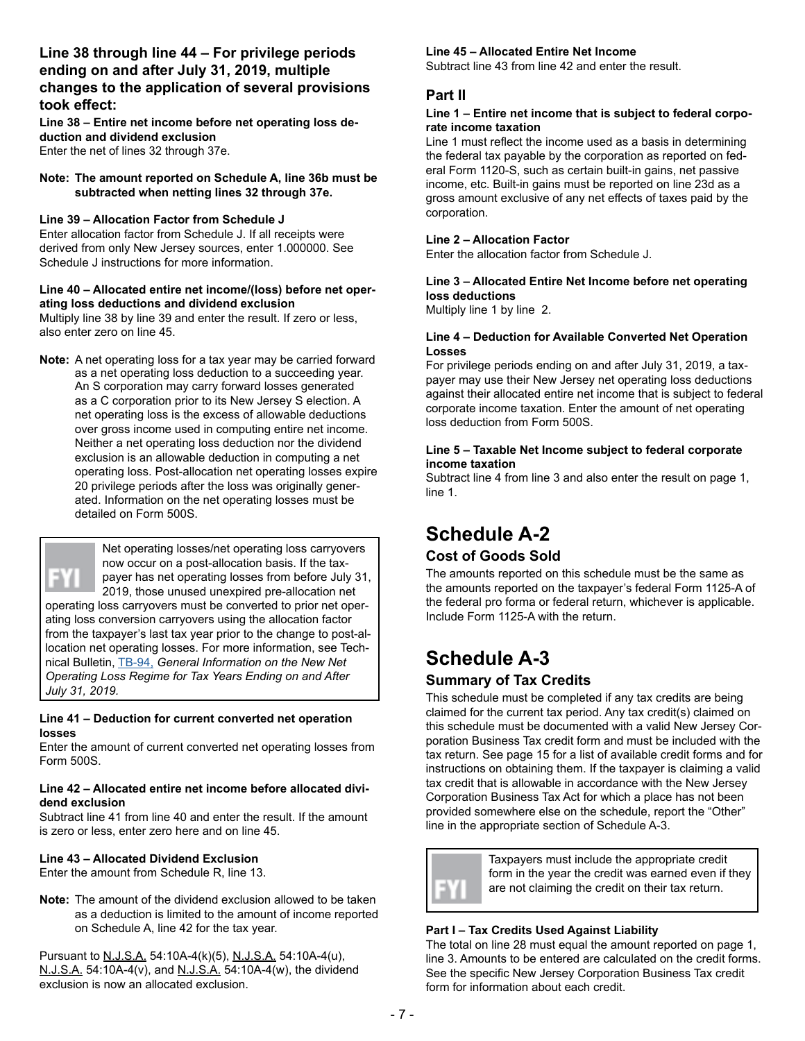### Line 38 through line 44 – For privilege periods ending on and after July 31, 2019, multiple changes to the application of several provisions took effect:

**Line 38 – Entire net income before net operating loss deduction and dividend exclusion**
Enter the net of lines 32 through 37e.

**Note: The amount reported on Schedule A, line 36b must be subtracted when netting lines 32 through 37e.**

**Line 39 – Allocation Factor from Schedule J**
Enter allocation factor from Schedule J. If all receipts were derived from only New Jersey sources, enter 1.000000. See Schedule J instructions for more information.

**Line 40 – Allocated entire net income/(loss) before net operating loss deductions and dividend exclusion**
Multiply line 38 by line 39 and enter the result. If zero or less, also enter zero on line 45.

**Note:** A net operating loss for a tax year may be carried forward as a net operating loss deduction to a succeeding year. An S corporation may carry forward losses generated as a C corporation prior to its New Jersey S election. A net operating loss is the excess of allowable deductions over gross income used in computing entire net income. Neither a net operating loss deduction nor the dividend exclusion is an allowable deduction in computing a net operating loss. Post-allocation net operating losses expire 20 privilege periods after the loss was originally generated. Information on the net operating losses must be detailed on Form 500S.

FYI Net operating losses/net operating loss carryovers now occur on a post-allocation basis. If the taxpayer has net operating losses from before July 31, 2019, those unused unexpired pre-allocation net operating loss carryovers must be converted to prior net operating loss conversion carryovers using the allocation factor from the taxpayer's last tax year prior to the change to post-allocation net operating losses. For more information, see Technical Bulletin, TB-94, *General Information on the New Net Operating Loss Regime for Tax Years Ending on and After July 31, 2019.*

**Line 41 – Deduction for current converted net operation losses**
Enter the amount of current converted net operating losses from Form 500S.

**Line 42 – Allocated entire net income before allocated dividend exclusion**
Subtract line 41 from line 40 and enter the result. If the amount is zero or less, enter zero here and on line 45.

**Line 43 – Allocated Dividend Exclusion**
Enter the amount from Schedule R, line 13.

**Note:** The amount of the dividend exclusion allowed to be taken as a deduction is limited to the amount of income reported on Schedule A, line 42 for the tax year.

Pursuant to N.J.S.A. 54:10A-4(k)(5), N.J.S.A. 54:10A-4(u), N.J.S.A. 54:10A-4(v), and N.J.S.A. 54:10A-4(w), the dividend exclusion is now an allocated exclusion.

**Line 45 – Allocated Entire Net Income**
Subtract line 43 from line 42 and enter the result.

### Part II

**Line 1 – Entire net income that is subject to federal corporate income taxation**
Line 1 must reflect the income used as a basis in determining the federal tax payable by the corporation as reported on federal Form 1120-S, such as certain built-in gains, net passive income, etc. Built-in gains must be reported on line 23d as a gross amount exclusive of any net effects of taxes paid by the corporation.

**Line 2 – Allocation Factor**
Enter the allocation factor from Schedule J.

**Line 3 – Allocated Entire Net Income before net operating loss deductions**
Multiply line 1 by line 2.

**Line 4 – Deduction for Available Converted Net Operation Losses**
For privilege periods ending on and after July 31, 2019, a taxpayer may use their New Jersey net operating loss deductions against their allocated entire net income that is subject to federal corporate income taxation. Enter the amount of net operating loss deduction from Form 500S.

**Line 5 – Taxable Net Income subject to federal corporate income taxation**
Subtract line 4 from line 3 and also enter the result on page 1, line 1.

# Schedule A-2

## Cost of Goods Sold

The amounts reported on this schedule must be the same as the amounts reported on the taxpayer's federal Form 1125-A of the federal pro forma or federal return, whichever is applicable. Include Form 1125-A with the return.

# Schedule A-3

## Summary of Tax Credits

This schedule must be completed if any tax credits are being claimed for the current tax period. Any tax credit(s) claimed on this schedule must be documented with a valid New Jersey Corporation Business Tax credit form and must be included with the tax return. See page 15 for a list of available credit forms and for instructions on obtaining them. If the taxpayer is claiming a valid tax credit that is allowable in accordance with the New Jersey Corporation Business Tax Act for which a place has not been provided somewhere else on the schedule, report the "Other" line in the appropriate section of Schedule A-3.

FYI Taxpayers must include the appropriate credit form in the year the credit was earned even if they are not claiming the credit on their tax return.

**Part I – Tax Credits Used Against Liability**
The total on line 28 must equal the amount reported on page 1, line 3. Amounts to be entered are calculated on the credit forms. See the specific New Jersey Corporation Business Tax credit form for information about each credit.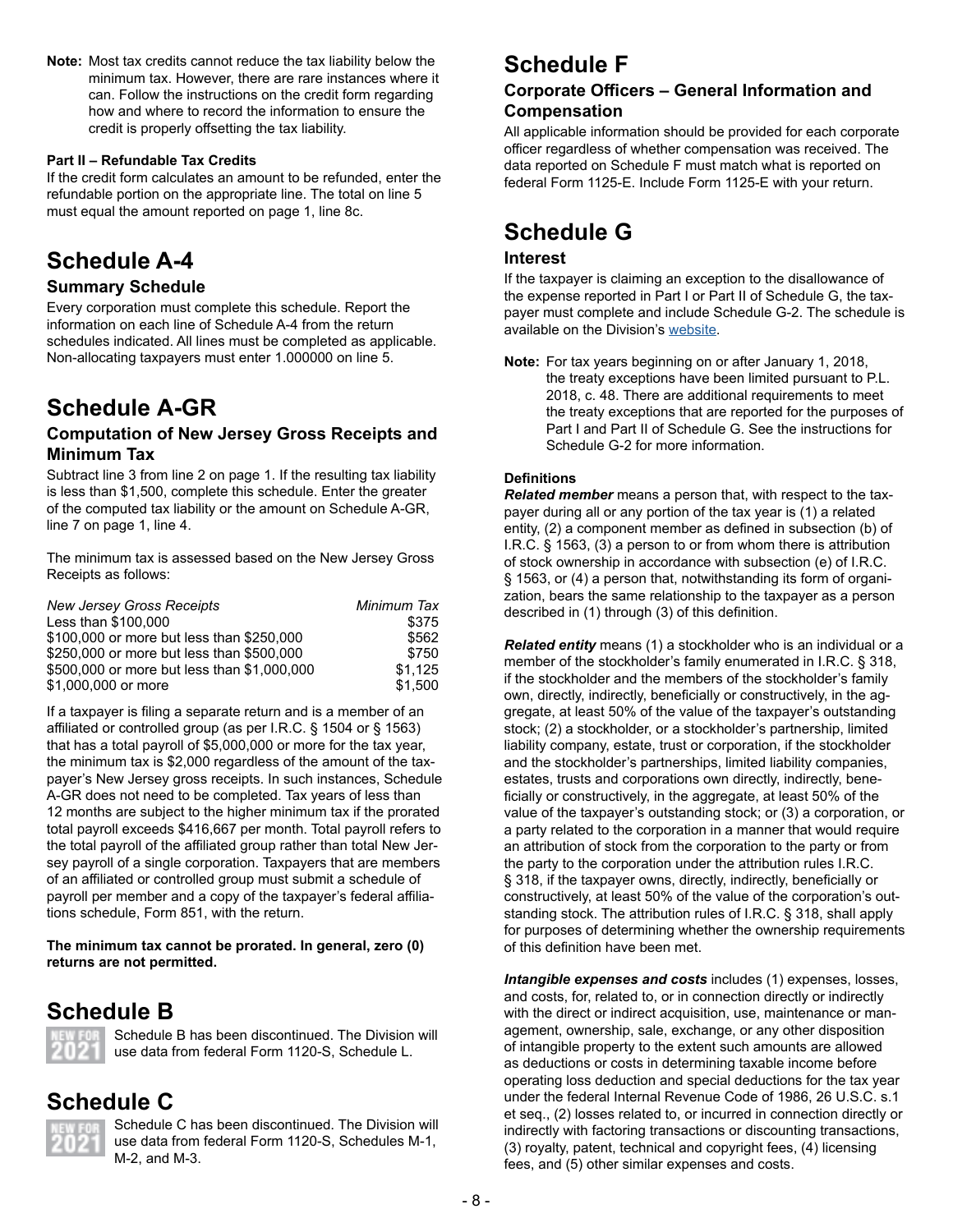**Note:** Most tax credits cannot reduce the tax liability below the minimum tax. However, there are rare instances where it can. Follow the instructions on the credit form regarding how and where to record the information to ensure the credit is properly offsetting the tax liability.

**Part II – Refundable Tax Credits**

If the credit form calculates an amount to be refunded, enter the refundable portion on the appropriate line. The total on line 5 must equal the amount reported on page 1, line 8c.

# Schedule A-4

## Summary Schedule

Every corporation must complete this schedule. Report the information on each line of Schedule A-4 from the return schedules indicated. All lines must be completed as applicable. Non-allocating taxpayers must enter 1.000000 on line 5.

# Schedule A-GR

## Computation of New Jersey Gross Receipts and Minimum Tax

Subtract line 3 from line 2 on page 1. If the resulting tax liability is less than $1,500, complete this schedule. Enter the greater of the computed tax liability or the amount on Schedule A-GR, line 7 on page 1, line 4.

The minimum tax is assessed based on the New Jersey Gross Receipts as follows:

| *New Jersey Gross Receipts* | *Minimum Tax* |
|---|---|
| Less than $100,000 | $375 |
| $100,000 or more but less than $250,000 | $562 |
| $250,000 or more but less than $500,000 | $750 |
| $500,000 or more but less than $1,000,000 | $1,125 |
| $1,000,000 or more | $1,500 |

If a taxpayer is filing a separate return and is a member of an affiliated or controlled group (as per I.R.C. § 1504 or § 1563) that has a total payroll of $5,000,000 or more for the tax year, the minimum tax is $2,000 regardless of the amount of the taxpayer's New Jersey gross receipts. In such instances, Schedule A-GR does not need to be completed. Tax years of less than 12 months are subject to the higher minimum tax if the prorated total payroll exceeds $416,667 per month. Total payroll refers to the total payroll of the affiliated group rather than total New Jersey payroll of a single corporation. Taxpayers that are members of an affiliated or controlled group must submit a schedule of payroll per member and a copy of the taxpayer's federal affiliations schedule, Form 851, with the return.

**The minimum tax cannot be prorated. In general, zero (0) returns are not permitted.**

# Schedule B

NEW FOR 2021 Schedule B has been discontinued. The Division will use data from federal Form 1120-S, Schedule L.

# Schedule C

NEW FOR 2021 Schedule C has been discontinued. The Division will use data from federal Form 1120-S, Schedules M-1, M-2, and M-3.

# Schedule F

## Corporate Officers – General Information and Compensation

All applicable information should be provided for each corporate officer regardless of whether compensation was received. The data reported on Schedule F must match what is reported on federal Form 1125-E. Include Form 1125-E with your return.

# Schedule G

## Interest

If the taxpayer is claiming an exception to the disallowance of the expense reported in Part I or Part II of Schedule G, the taxpayer must complete and include Schedule G-2. The schedule is available on the Division's website.

**Note:** For tax years beginning on or after January 1, 2018, the treaty exceptions have been limited pursuant to P.L. 2018, c. 48. There are additional requirements to meet the treaty exceptions that are reported for the purposes of Part I and Part II of Schedule G. See the instructions for Schedule G-2 for more information.

**Definitions**

***Related member*** means a person that, with respect to the taxpayer during all or any portion of the tax year is (1) a related entity, (2) a component member as defined in subsection (b) of I.R.C. § 1563, (3) a person to or from whom there is attribution of stock ownership in accordance with subsection (e) of I.R.C. § 1563, or (4) a person that, notwithstanding its form of organization, bears the same relationship to the taxpayer as a person described in (1) through (3) of this definition.

***Related entity*** means (1) a stockholder who is an individual or a member of the stockholder's family enumerated in I.R.C. § 318, if the stockholder and the members of the stockholder's family own, directly, indirectly, beneficially or constructively, in the aggregate, at least 50% of the value of the taxpayer's outstanding stock; (2) a stockholder, or a stockholder's partnership, limited liability company, estate, trust or corporation, if the stockholder and the stockholder's partnerships, limited liability companies, estates, trusts and corporations own directly, indirectly, beneficially or constructively, in the aggregate, at least 50% of the value of the taxpayer's outstanding stock; or (3) a corporation, or a party related to the corporation in a manner that would require an attribution of stock from the corporation to the party or from the party to the corporation under the attribution rules I.R.C. § 318, if the taxpayer owns, directly, indirectly, beneficially or constructively, at least 50% of the value of the corporation's outstanding stock. The attribution rules of I.R.C. § 318, shall apply for purposes of determining whether the ownership requirements of this definition have been met.

***Intangible expenses and costs*** includes (1) expenses, losses, and costs, for, related to, or in connection directly or indirectly with the direct or indirect acquisition, use, maintenance or management, ownership, sale, exchange, or any other disposition of intangible property to the extent such amounts are allowed as deductions or costs in determining taxable income before operating loss deduction and special deductions for the tax year under the federal Internal Revenue Code of 1986, 26 U.S.C. s.1 et seq., (2) losses related to, or incurred in connection directly or indirectly with factoring transactions or discounting transactions, (3) royalty, patent, technical and copyright fees, (4) licensing fees, and (5) other similar expenses and costs.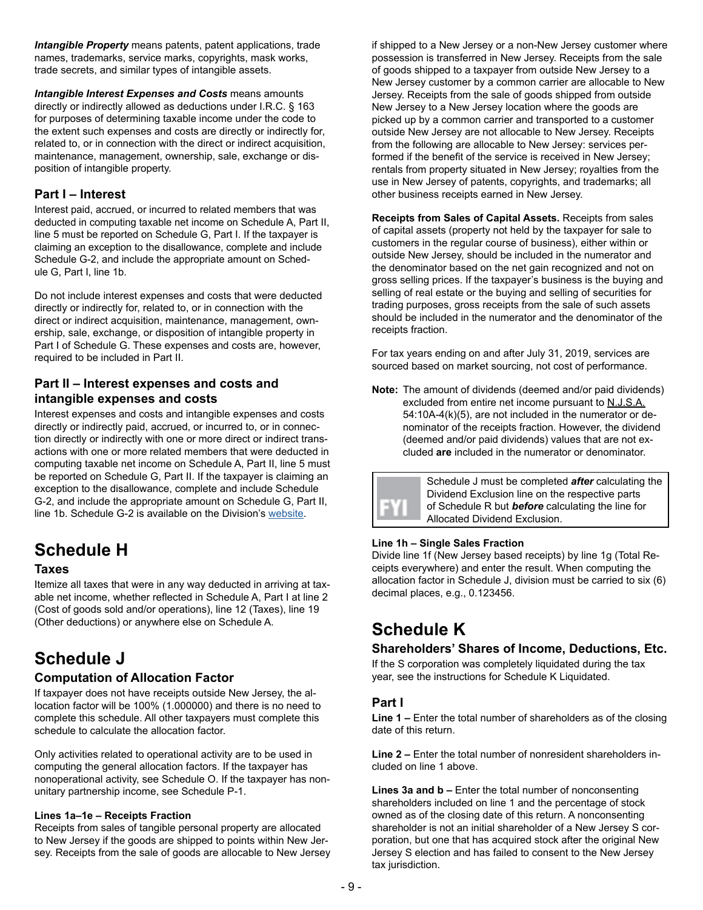***Intangible Property*** means patents, patent applications, trade names, trademarks, service marks, copyrights, mask works, trade secrets, and similar types of intangible assets.

***Intangible Interest Expenses and Costs*** means amounts directly or indirectly allowed as deductions under I.R.C. § 163 for purposes of determining taxable income under the code to the extent such expenses and costs are directly or indirectly for, related to, or in connection with the direct or indirect acquisition, maintenance, management, ownership, sale, exchange or disposition of intangible property.

### Part I – Interest

Interest paid, accrued, or incurred to related members that was deducted in computing taxable net income on Schedule A, Part II, line 5 must be reported on Schedule G, Part I. If the taxpayer is claiming an exception to the disallowance, complete and include Schedule G-2, and include the appropriate amount on Schedule G, Part I, line 1b.

Do not include interest expenses and costs that were deducted directly or indirectly for, related to, or in connection with the direct or indirect acquisition, maintenance, management, ownership, sale, exchange, or disposition of intangible property in Part I of Schedule G. These expenses and costs are, however, required to be included in Part II.

### Part II – Interest expenses and costs and intangible expenses and costs

Interest expenses and costs and intangible expenses and costs directly or indirectly paid, accrued, or incurred to, or in connection directly or indirectly with one or more direct or indirect transactions with one or more related members that were deducted in computing taxable net income on Schedule A, Part II, line 5 must be reported on Schedule G, Part II. If the taxpayer is claiming an exception to the disallowance, complete and include Schedule G-2, and include the appropriate amount on Schedule G, Part II, line 1b. Schedule G-2 is available on the Division's website.

# Schedule H

### Taxes

Itemize all taxes that were in any way deducted in arriving at taxable net income, whether reflected in Schedule A, Part I at line 2 (Cost of goods sold and/or operations), line 12 (Taxes), line 19 (Other deductions) or anywhere else on Schedule A.

# Schedule J

### Computation of Allocation Factor

If taxpayer does not have receipts outside New Jersey, the allocation factor will be 100% (1.000000) and there is no need to complete this schedule. All other taxpayers must complete this schedule to calculate the allocation factor.

Only activities related to operational activity are to be used in computing the general allocation factors. If the taxpayer has nonoperational activity, see Schedule O. If the taxpayer has nonunitary partnership income, see Schedule P-1.

**Lines 1a–1e – Receipts Fraction**

Receipts from sales of tangible personal property are allocated to New Jersey if the goods are shipped to points within New Jersey. Receipts from the sale of goods are allocable to New Jersey if shipped to a New Jersey or a non-New Jersey customer where possession is transferred in New Jersey. Receipts from the sale of goods shipped to a taxpayer from outside New Jersey to a New Jersey customer by a common carrier are allocable to New Jersey. Receipts from the sale of goods shipped from outside New Jersey to a New Jersey location where the goods are picked up by a common carrier and transported to a customer outside New Jersey are not allocable to New Jersey. Receipts from the following are allocable to New Jersey: services performed if the benefit of the service is received in New Jersey; rentals from property situated in New Jersey; royalties from the use in New Jersey of patents, copyrights, and trademarks; all other business receipts earned in New Jersey.

**Receipts from Sales of Capital Assets.** Receipts from sales of capital assets (property not held by the taxpayer for sale to customers in the regular course of business), either within or outside New Jersey, should be included in the numerator and the denominator based on the net gain recognized and not on gross selling prices. If the taxpayer's business is the buying and selling of real estate or the buying and selling of securities for trading purposes, gross receipts from the sale of such assets should be included in the numerator and the denominator of the receipts fraction.

For tax years ending on and after July 31, 2019, services are sourced based on market sourcing, not cost of performance.

**Note:** The amount of dividends (deemed and/or paid dividends) excluded from entire net income pursuant to N.J.S.A. 54:10A-4(k)(5), are not included in the numerator or denominator of the receipts fraction. However, the dividend (deemed and/or paid dividends) values that are not excluded **are** included in the numerator or denominator.

FYI: Schedule J must be completed ***after*** calculating the Dividend Exclusion line on the respective parts of Schedule R but ***before*** calculating the line for Allocated Dividend Exclusion.

**Line 1h – Single Sales Fraction**

Divide line 1f (New Jersey based receipts) by line 1g (Total Receipts everywhere) and enter the result. When computing the allocation factor in Schedule J, division must be carried to six (6) decimal places, e.g., 0.123456.

# Schedule K

### Shareholders' Shares of Income, Deductions, Etc.

If the S corporation was completely liquidated during the tax year, see the instructions for Schedule K Liquidated.

### Part I

**Line 1 –** Enter the total number of shareholders as of the closing date of this return.

**Line 2 –** Enter the total number of nonresident shareholders included on line 1 above.

**Lines 3a and b –** Enter the total number of nonconsenting shareholders included on line 1 and the percentage of stock owned as of the closing date of this return. A nonconsenting shareholder is not an initial shareholder of a New Jersey S corporation, but one that has acquired stock after the original New Jersey S election and has failed to consent to the New Jersey tax jurisdiction.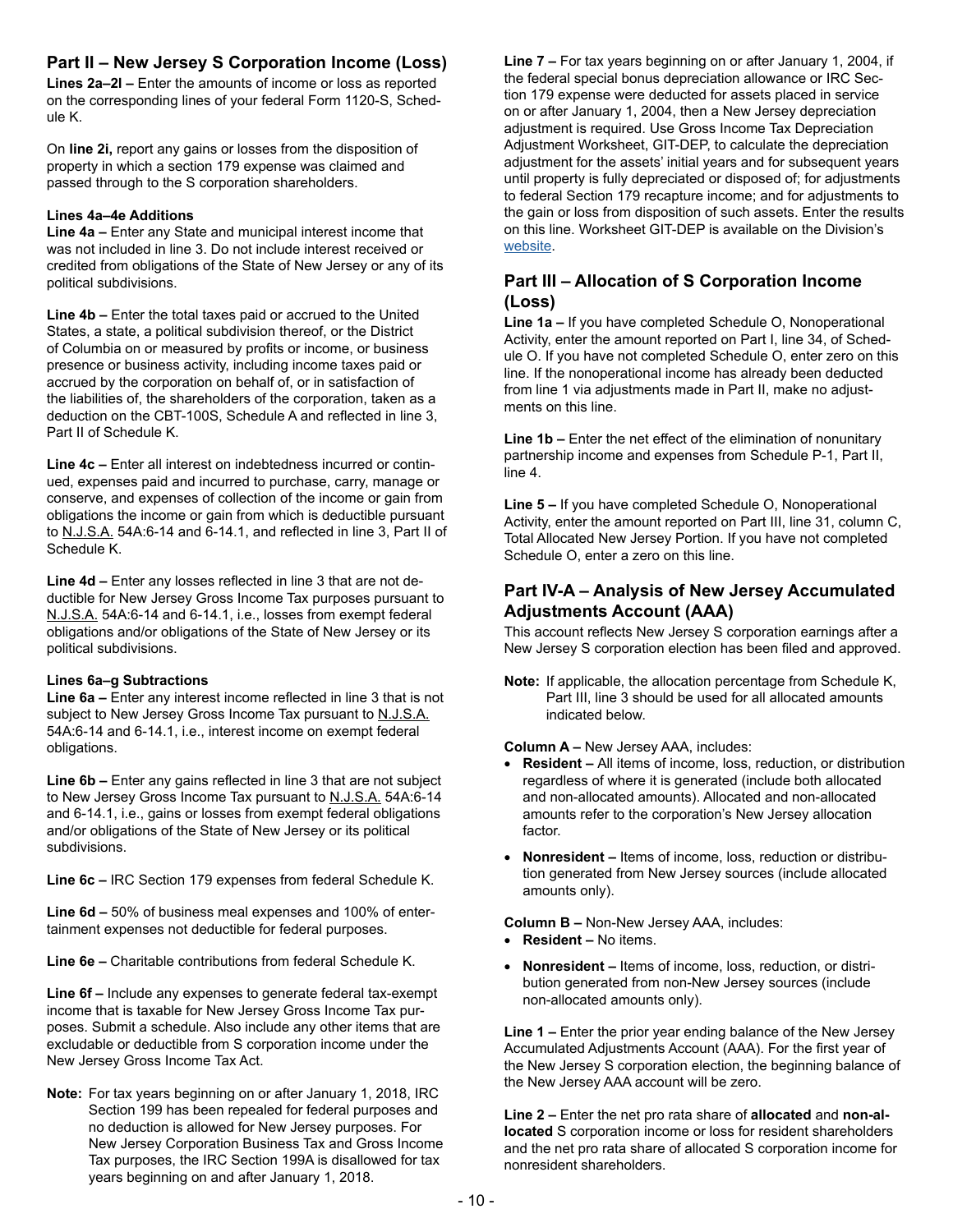## Part II – New Jersey S Corporation Income (Loss)

**Lines 2a–2l –** Enter the amounts of income or loss as reported on the corresponding lines of your federal Form 1120-S, Schedule K.

On **line 2i,** report any gains or losses from the disposition of property in which a section 179 expense was claimed and passed through to the S corporation shareholders.

**Lines 4a–4e Additions**

**Line 4a –** Enter any State and municipal interest income that was not included in line 3. Do not include interest received or credited from obligations of the State of New Jersey or any of its political subdivisions.

**Line 4b –** Enter the total taxes paid or accrued to the United States, a state, a political subdivision thereof, or the District of Columbia on or measured by profits or income, or business presence or business activity, including income taxes paid or accrued by the corporation on behalf of, or in satisfaction of the liabilities of, the shareholders of the corporation, taken as a deduction on the CBT-100S, Schedule A and reflected in line 3, Part II of Schedule K.

**Line 4c –** Enter all interest on indebtedness incurred or continued, expenses paid and incurred to purchase, carry, manage or conserve, and expenses of collection of the income or gain from obligations the income or gain from which is deductible pursuant to N.J.S.A. 54A:6-14 and 6-14.1, and reflected in line 3, Part II of Schedule K.

**Line 4d –** Enter any losses reflected in line 3 that are not deductible for New Jersey Gross Income Tax purposes pursuant to N.J.S.A. 54A:6-14 and 6-14.1, i.e., losses from exempt federal obligations and/or obligations of the State of New Jersey or its political subdivisions.

**Lines 6a–g Subtractions**

**Line 6a –** Enter any interest income reflected in line 3 that is not subject to New Jersey Gross Income Tax pursuant to N.J.S.A. 54A:6-14 and 6-14.1, i.e., interest income on exempt federal obligations.

**Line 6b –** Enter any gains reflected in line 3 that are not subject to New Jersey Gross Income Tax pursuant to N.J.S.A. 54A:6-14 and 6-14.1, i.e., gains or losses from exempt federal obligations and/or obligations of the State of New Jersey or its political subdivisions.

**Line 6c –** IRC Section 179 expenses from federal Schedule K.

**Line 6d –** 50% of business meal expenses and 100% of entertainment expenses not deductible for federal purposes.

**Line 6e –** Charitable contributions from federal Schedule K.

**Line 6f –** Include any expenses to generate federal tax-exempt income that is taxable for New Jersey Gross Income Tax purposes. Submit a schedule. Also include any other items that are excludable or deductible from S corporation income under the New Jersey Gross Income Tax Act.

**Note:** For tax years beginning on or after January 1, 2018, IRC Section 199 has been repealed for federal purposes and no deduction is allowed for New Jersey purposes. For New Jersey Corporation Business Tax and Gross Income Tax purposes, the IRC Section 199A is disallowed for tax years beginning on and after January 1, 2018.

**Line 7 –** For tax years beginning on or after January 1, 2004, if the federal special bonus depreciation allowance or IRC Section 179 expense were deducted for assets placed in service on or after January 1, 2004, then a New Jersey depreciation adjustment is required. Use Gross Income Tax Depreciation Adjustment Worksheet, GIT-DEP, to calculate the depreciation adjustment for the assets' initial years and for subsequent years until property is fully depreciated or disposed of; for adjustments to federal Section 179 recapture income; and for adjustments to the gain or loss from disposition of such assets. Enter the results on this line. Worksheet GIT-DEP is available on the Division's website.

## Part III – Allocation of S Corporation Income (Loss)

**Line 1a –** If you have completed Schedule O, Nonoperational Activity, enter the amount reported on Part I, line 34, of Schedule O. If you have not completed Schedule O, enter zero on this line. If the nonoperational income has already been deducted from line 1 via adjustments made in Part II, make no adjustments on this line.

**Line 1b –** Enter the net effect of the elimination of nonunitary partnership income and expenses from Schedule P-1, Part II, line 4.

**Line 5 –** If you have completed Schedule O, Nonoperational Activity, enter the amount reported on Part III, line 31, column C, Total Allocated New Jersey Portion. If you have not completed Schedule O, enter a zero on this line.

## Part IV-A – Analysis of New Jersey Accumulated Adjustments Account (AAA)

This account reflects New Jersey S corporation earnings after a New Jersey S corporation election has been filed and approved.

**Note:** If applicable, the allocation percentage from Schedule K, Part III, line 3 should be used for all allocated amounts indicated below.

**Column A –** New Jersey AAA, includes:

- **Resident –** All items of income, loss, reduction, or distribution regardless of where it is generated (include both allocated and non-allocated amounts). Allocated and non-allocated amounts refer to the corporation's New Jersey allocation factor.
- **Nonresident –** Items of income, loss, reduction or distribution generated from New Jersey sources (include allocated amounts only).

**Column B –** Non-New Jersey AAA, includes:

- **Resident –** No items.
- **Nonresident –** Items of income, loss, reduction, or distribution generated from non-New Jersey sources (include non-allocated amounts only).

**Line 1 –** Enter the prior year ending balance of the New Jersey Accumulated Adjustments Account (AAA). For the first year of the New Jersey S corporation election, the beginning balance of the New Jersey AAA account will be zero.

**Line 2 –** Enter the net pro rata share of **allocated** and **non-allocated** S corporation income or loss for resident shareholders and the net pro rata share of allocated S corporation income for nonresident shareholders.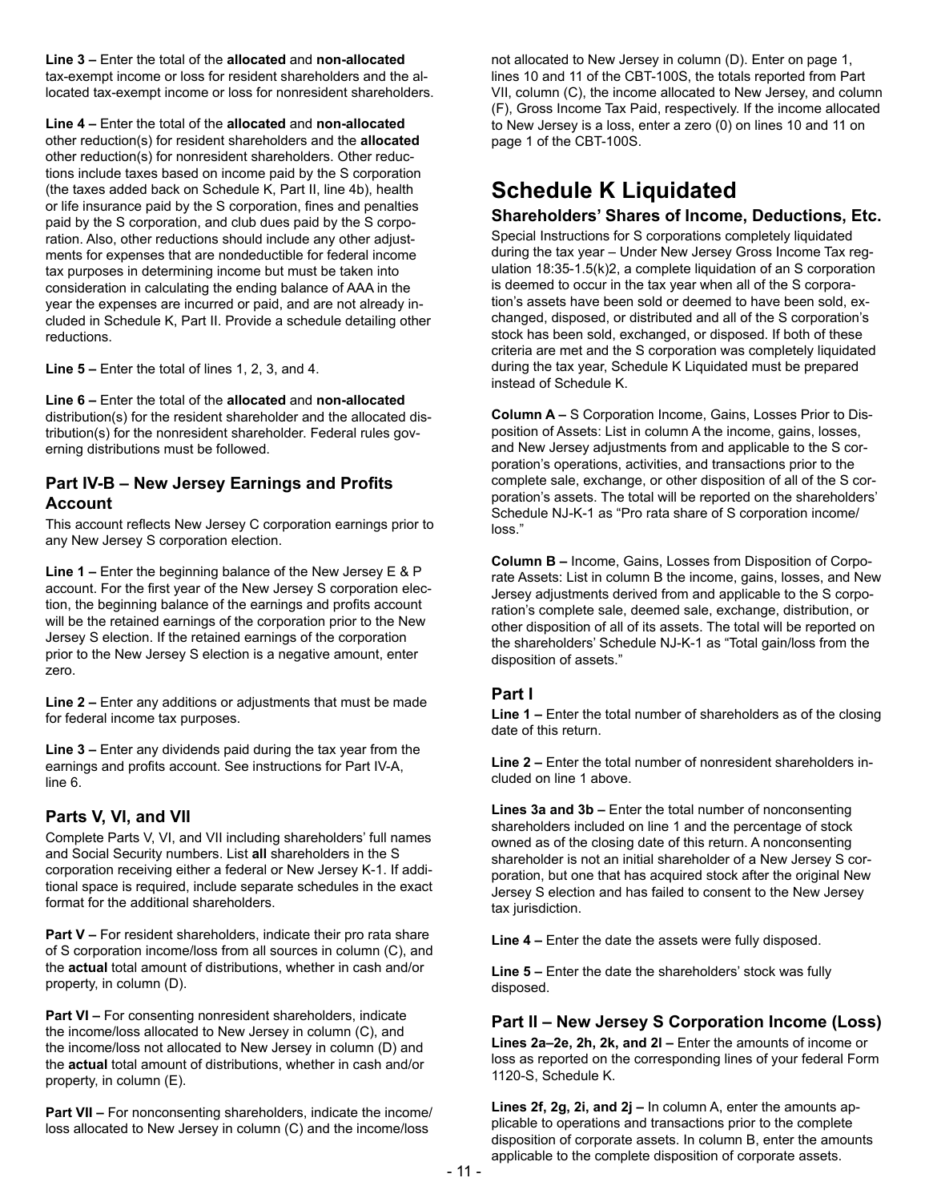**Line 3 –** Enter the total of the **allocated** and **non-allocated** tax-exempt income or loss for resident shareholders and the allocated tax-exempt income or loss for nonresident shareholders.

**Line 4 –** Enter the total of the **allocated** and **non-allocated** other reduction(s) for resident shareholders and the **allocated** other reduction(s) for nonresident shareholders. Other reductions include taxes based on income paid by the S corporation (the taxes added back on Schedule K, Part II, line 4b), health or life insurance paid by the S corporation, fines and penalties paid by the S corporation, and club dues paid by the S corporation. Also, other reductions should include any other adjustments for expenses that are nondeductible for federal income tax purposes in determining income but must be taken into consideration in calculating the ending balance of AAA in the year the expenses are incurred or paid, and are not already included in Schedule K, Part II. Provide a schedule detailing other reductions.

**Line 5 –** Enter the total of lines 1, 2, 3, and 4.

**Line 6 –** Enter the total of the **allocated** and **non-allocated** distribution(s) for the resident shareholder and the allocated distribution(s) for the nonresident shareholder. Federal rules governing distributions must be followed.

### Part IV-B – New Jersey Earnings and Profits Account

This account reflects New Jersey C corporation earnings prior to any New Jersey S corporation election.

**Line 1 –** Enter the beginning balance of the New Jersey E & P account. For the first year of the New Jersey S corporation election, the beginning balance of the earnings and profits account will be the retained earnings of the corporation prior to the New Jersey S election. If the retained earnings of the corporation prior to the New Jersey S election is a negative amount, enter zero.

**Line 2 –** Enter any additions or adjustments that must be made for federal income tax purposes.

**Line 3 –** Enter any dividends paid during the tax year from the earnings and profits account. See instructions for Part IV-A, line 6.

### Parts V, VI, and VII

Complete Parts V, VI, and VII including shareholders' full names and Social Security numbers. List **all** shareholders in the S corporation receiving either a federal or New Jersey K-1. If additional space is required, include separate schedules in the exact format for the additional shareholders.

**Part V –** For resident shareholders, indicate their pro rata share of S corporation income/loss from all sources in column (C), and the **actual** total amount of distributions, whether in cash and/or property, in column (D).

**Part VI –** For consenting nonresident shareholders, indicate the income/loss allocated to New Jersey in column (C), and the income/loss not allocated to New Jersey in column (D) and the **actual** total amount of distributions, whether in cash and/or property, in column (E).

**Part VII –** For nonconsenting shareholders, indicate the income/loss allocated to New Jersey in column (C) and the income/loss not allocated to New Jersey in column (D). Enter on page 1, lines 10 and 11 of the CBT-100S, the totals reported from Part VII, column (C), the income allocated to New Jersey, and column (F), Gross Income Tax Paid, respectively. If the income allocated to New Jersey is a loss, enter a zero (0) on lines 10 and 11 on page 1 of the CBT-100S.

# Schedule K Liquidated

### Shareholders' Shares of Income, Deductions, Etc.

Special Instructions for S corporations completely liquidated during the tax year – Under New Jersey Gross Income Tax regulation 18:35-1.5(k)2, a complete liquidation of an S corporation is deemed to occur in the tax year when all of the S corporation's assets have been sold or deemed to have been sold, exchanged, disposed, or distributed and all of the S corporation's stock has been sold, exchanged, or disposed. If both of these criteria are met and the S corporation was completely liquidated during the tax year, Schedule K Liquidated must be prepared instead of Schedule K.

**Column A –** S Corporation Income, Gains, Losses Prior to Disposition of Assets: List in column A the income, gains, losses, and New Jersey adjustments from and applicable to the S corporation's operations, activities, and transactions prior to the complete sale, exchange, or other disposition of all of the S corporation's assets. The total will be reported on the shareholders' Schedule NJ-K-1 as "Pro rata share of S corporation income/loss."

**Column B –** Income, Gains, Losses from Disposition of Corporate Assets: List in column B the income, gains, losses, and New Jersey adjustments derived from and applicable to the S corporation's complete sale, deemed sale, exchange, distribution, or other disposition of all of its assets. The total will be reported on the shareholders' Schedule NJ-K-1 as "Total gain/loss from the disposition of assets."

### Part I

**Line 1 –** Enter the total number of shareholders as of the closing date of this return.

**Line 2 –** Enter the total number of nonresident shareholders included on line 1 above.

**Lines 3a and 3b –** Enter the total number of nonconsenting shareholders included on line 1 and the percentage of stock owned as of the closing date of this return. A nonconsenting shareholder is not an initial shareholder of a New Jersey S corporation, but one that has acquired stock after the original New Jersey S election and has failed to consent to the New Jersey tax jurisdiction.

**Line 4 –** Enter the date the assets were fully disposed.

**Line 5 –** Enter the date the shareholders' stock was fully disposed.

### Part II – New Jersey S Corporation Income (Loss)

**Lines 2a–2e, 2h, 2k, and 2l –** Enter the amounts of income or loss as reported on the corresponding lines of your federal Form 1120-S, Schedule K.

**Lines 2f, 2g, 2i, and 2j –** In column A, enter the amounts applicable to operations and transactions prior to the complete disposition of corporate assets. In column B, enter the amounts applicable to the complete disposition of corporate assets.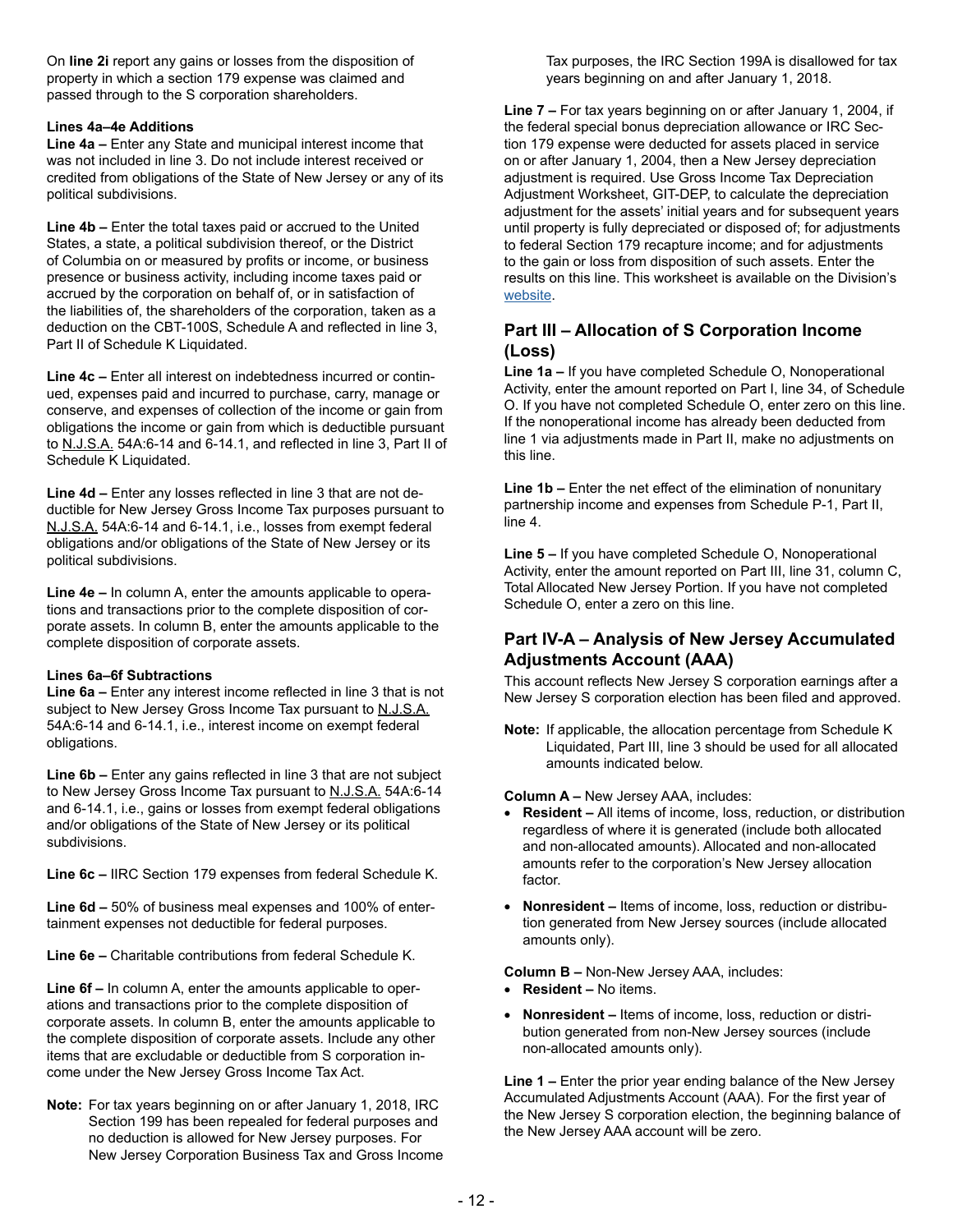On **line 2i** report any gains or losses from the disposition of property in which a section 179 expense was claimed and passed through to the S corporation shareholders.

**Lines 4a–4e Additions**

**Line 4a –** Enter any State and municipal interest income that was not included in line 3. Do not include interest received or credited from obligations of the State of New Jersey or any of its political subdivisions.

**Line 4b –** Enter the total taxes paid or accrued to the United States, a state, a political subdivision thereof, or the District of Columbia on or measured by profits or income, or business presence or business activity, including income taxes paid or accrued by the corporation on behalf of, or in satisfaction of the liabilities of, the shareholders of the corporation, taken as a deduction on the CBT-100S, Schedule A and reflected in line 3, Part II of Schedule K Liquidated.

**Line 4c –** Enter all interest on indebtedness incurred or continued, expenses paid and incurred to purchase, carry, manage or conserve, and expenses of collection of the income or gain from obligations the income or gain from which is deductible pursuant to N.J.S.A. 54A:6-14 and 6-14.1, and reflected in line 3, Part II of Schedule K Liquidated.

**Line 4d –** Enter any losses reflected in line 3 that are not deductible for New Jersey Gross Income Tax purposes pursuant to N.J.S.A. 54A:6-14 and 6-14.1, i.e., losses from exempt federal obligations and/or obligations of the State of New Jersey or its political subdivisions.

**Line 4e –** In column A, enter the amounts applicable to operations and transactions prior to the complete disposition of corporate assets. In column B, enter the amounts applicable to the complete disposition of corporate assets.

**Lines 6a–6f Subtractions**

**Line 6a –** Enter any interest income reflected in line 3 that is not subject to New Jersey Gross Income Tax pursuant to N.J.S.A. 54A:6-14 and 6-14.1, i.e., interest income on exempt federal obligations.

**Line 6b –** Enter any gains reflected in line 3 that are not subject to New Jersey Gross Income Tax pursuant to N.J.S.A. 54A:6-14 and 6-14.1, i.e., gains or losses from exempt federal obligations and/or obligations of the State of New Jersey or its political subdivisions.

**Line 6c –** IIRC Section 179 expenses from federal Schedule K.

**Line 6d –** 50% of business meal expenses and 100% of entertainment expenses not deductible for federal purposes.

**Line 6e –** Charitable contributions from federal Schedule K.

**Line 6f –** In column A, enter the amounts applicable to operations and transactions prior to the complete disposition of corporate assets. In column B, enter the amounts applicable to the complete disposition of corporate assets. Include any other items that are excludable or deductible from S corporation income under the New Jersey Gross Income Tax Act.

**Note:** For tax years beginning on or after January 1, 2018, IRC Section 199 has been repealed for federal purposes and no deduction is allowed for New Jersey purposes. For New Jersey Corporation Business Tax and Gross Income Tax purposes, the IRC Section 199A is disallowed for tax years beginning on and after January 1, 2018.

**Line 7 –** For tax years beginning on or after January 1, 2004, if the federal special bonus depreciation allowance or IRC Section 179 expense were deducted for assets placed in service on or after January 1, 2004, then a New Jersey depreciation adjustment is required. Use Gross Income Tax Depreciation Adjustment Worksheet, GIT-DEP, to calculate the depreciation adjustment for the assets' initial years and for subsequent years until property is fully depreciated or disposed of; for adjustments to federal Section 179 recapture income; and for adjustments to the gain or loss from disposition of such assets. Enter the results on this line. This worksheet is available on the Division's website.

## Part III – Allocation of S Corporation Income (Loss)

**Line 1a –** If you have completed Schedule O, Nonoperational Activity, enter the amount reported on Part I, line 34, of Schedule O. If you have not completed Schedule O, enter zero on this line. If the nonoperational income has already been deducted from line 1 via adjustments made in Part II, make no adjustments on this line.

**Line 1b –** Enter the net effect of the elimination of nonunitary partnership income and expenses from Schedule P-1, Part II, line 4.

**Line 5 –** If you have completed Schedule O, Nonoperational Activity, enter the amount reported on Part III, line 31, column C, Total Allocated New Jersey Portion. If you have not completed Schedule O, enter a zero on this line.

## Part IV-A – Analysis of New Jersey Accumulated Adjustments Account (AAA)

This account reflects New Jersey S corporation earnings after a New Jersey S corporation election has been filed and approved.

**Note:** If applicable, the allocation percentage from Schedule K Liquidated, Part III, line 3 should be used for all allocated amounts indicated below.

**Column A –** New Jersey AAA, includes:

- **Resident –** All items of income, loss, reduction, or distribution regardless of where it is generated (include both allocated and non-allocated amounts). Allocated and non-allocated amounts refer to the corporation's New Jersey allocation factor.
- **Nonresident –** Items of income, loss, reduction or distribution generated from New Jersey sources (include allocated amounts only).

**Column B –** Non-New Jersey AAA, includes:

- **Resident –** No items.
- **Nonresident –** Items of income, loss, reduction or distribution generated from non-New Jersey sources (include non-allocated amounts only).

**Line 1 –** Enter the prior year ending balance of the New Jersey Accumulated Adjustments Account (AAA). For the first year of the New Jersey S corporation election, the beginning balance of the New Jersey AAA account will be zero.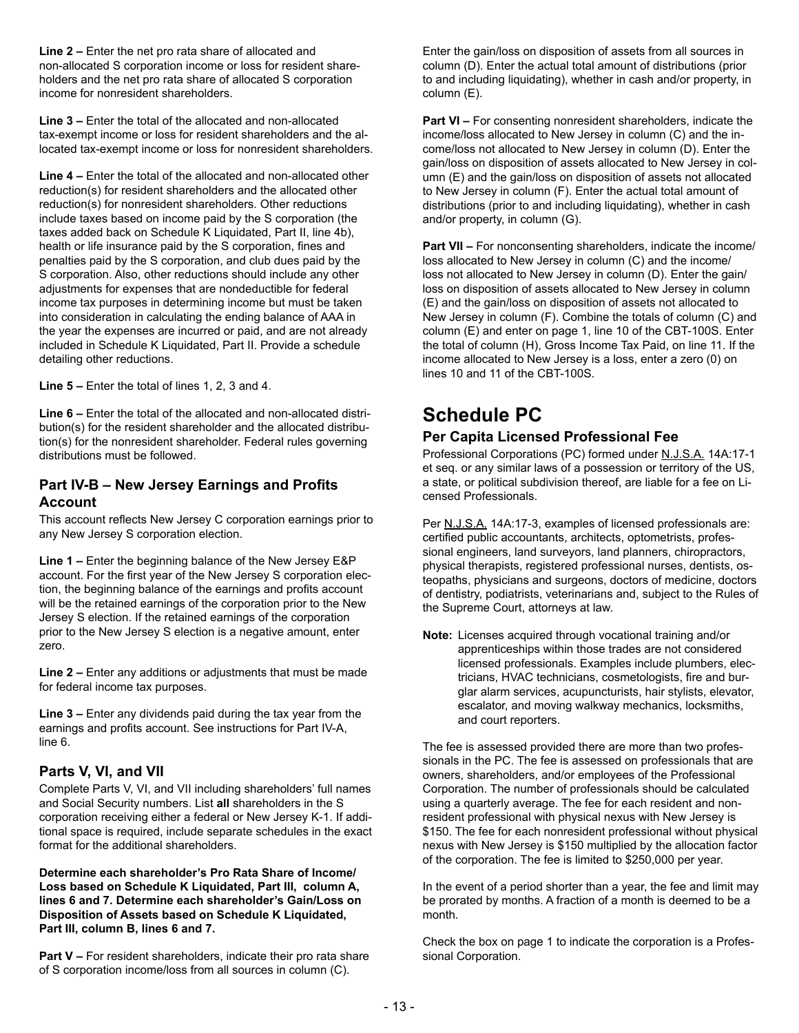**Line 2 –** Enter the net pro rata share of allocated and non-allocated S corporation income or loss for resident shareholders and the net pro rata share of allocated S corporation income for nonresident shareholders.

**Line 3 –** Enter the total of the allocated and non-allocated tax-exempt income or loss for resident shareholders and the allocated tax-exempt income or loss for nonresident shareholders.

**Line 4 –** Enter the total of the allocated and non-allocated other reduction(s) for resident shareholders and the allocated other reduction(s) for nonresident shareholders. Other reductions include taxes based on income paid by the S corporation (the taxes added back on Schedule K Liquidated, Part II, line 4b), health or life insurance paid by the S corporation, fines and penalties paid by the S corporation, and club dues paid by the S corporation. Also, other reductions should include any other adjustments for expenses that are nondeductible for federal income tax purposes in determining income but must be taken into consideration in calculating the ending balance of AAA in the year the expenses are incurred or paid, and are not already included in Schedule K Liquidated, Part II. Provide a schedule detailing other reductions.

**Line 5 –** Enter the total of lines 1, 2, 3 and 4.

**Line 6 –** Enter the total of the allocated and non-allocated distribution(s) for the resident shareholder and the allocated distribution(s) for the nonresident shareholder. Federal rules governing distributions must be followed.

### Part IV-B – New Jersey Earnings and Profits Account

This account reflects New Jersey C corporation earnings prior to any New Jersey S corporation election.

**Line 1 –** Enter the beginning balance of the New Jersey E&P account. For the first year of the New Jersey S corporation election, the beginning balance of the earnings and profits account will be the retained earnings of the corporation prior to the New Jersey S election. If the retained earnings of the corporation prior to the New Jersey S election is a negative amount, enter zero.

**Line 2 –** Enter any additions or adjustments that must be made for federal income tax purposes.

**Line 3 –** Enter any dividends paid during the tax year from the earnings and profits account. See instructions for Part IV-A, line 6.

### Parts V, VI, and VII

Complete Parts V, VI, and VII including shareholders' full names and Social Security numbers. List **all** shareholders in the S corporation receiving either a federal or New Jersey K-1. If additional space is required, include separate schedules in the exact format for the additional shareholders.

**Determine each shareholder's Pro Rata Share of Income/Loss based on Schedule K Liquidated, Part III, column A, lines 6 and 7. Determine each shareholder's Gain/Loss on Disposition of Assets based on Schedule K Liquidated, Part III, column B, lines 6 and 7.**

**Part V –** For resident shareholders, indicate their pro rata share of S corporation income/loss from all sources in column (C). Enter the gain/loss on disposition of assets from all sources in column (D). Enter the actual total amount of distributions (prior to and including liquidating), whether in cash and/or property, in column (E).

**Part VI –** For consenting nonresident shareholders, indicate the income/loss allocated to New Jersey in column (C) and the income/loss not allocated to New Jersey in column (D). Enter the gain/loss on disposition of assets allocated to New Jersey in column (E) and the gain/loss on disposition of assets not allocated to New Jersey in column (F). Enter the actual total amount of distributions (prior to and including liquidating), whether in cash and/or property, in column (G).

**Part VII –** For nonconsenting shareholders, indicate the income/loss allocated to New Jersey in column (C) and the income/loss not allocated to New Jersey in column (D). Enter the gain/loss on disposition of assets allocated to New Jersey in column (E) and the gain/loss on disposition of assets not allocated to New Jersey in column (F). Combine the totals of column (C) and column (E) and enter on page 1, line 10 of the CBT-100S. Enter the total of column (H), Gross Income Tax Paid, on line 11. If the income allocated to New Jersey is a loss, enter a zero (0) on lines 10 and 11 of the CBT-100S.

# Schedule PC

### Per Capita Licensed Professional Fee

Professional Corporations (PC) formed under N.J.S.A. 14A:17-1 et seq. or any similar laws of a possession or territory of the US, a state, or political subdivision thereof, are liable for a fee on Licensed Professionals.

Per N.J.S.A. 14A:17-3, examples of licensed professionals are: certified public accountants, architects, optometrists, professional engineers, land surveyors, land planners, chiropractors, physical therapists, registered professional nurses, dentists, osteopaths, physicians and surgeons, doctors of medicine, doctors of dentistry, podiatrists, veterinarians and, subject to the Rules of the Supreme Court, attorneys at law.

**Note:** Licenses acquired through vocational training and/or apprenticeships within those trades are not considered licensed professionals. Examples include plumbers, electricians, HVAC technicians, cosmetologists, fire and burglar alarm services, acupuncturists, hair stylists, elevator, escalator, and moving walkway mechanics, locksmiths, and court reporters.

The fee is assessed provided there are more than two professionals in the PC. The fee is assessed on professionals that are owners, shareholders, and/or employees of the Professional Corporation. The number of professionals should be calculated using a quarterly average. The fee for each resident and nonresident professional with physical nexus with New Jersey is $150. The fee for each nonresident professional without physical nexus with New Jersey is $150 multiplied by the allocation factor of the corporation. The fee is limited to $250,000 per year.

In the event of a period shorter than a year, the fee and limit may be prorated by months. A fraction of a month is deemed to be a month.

Check the box on page 1 to indicate the corporation is a Professional Corporation.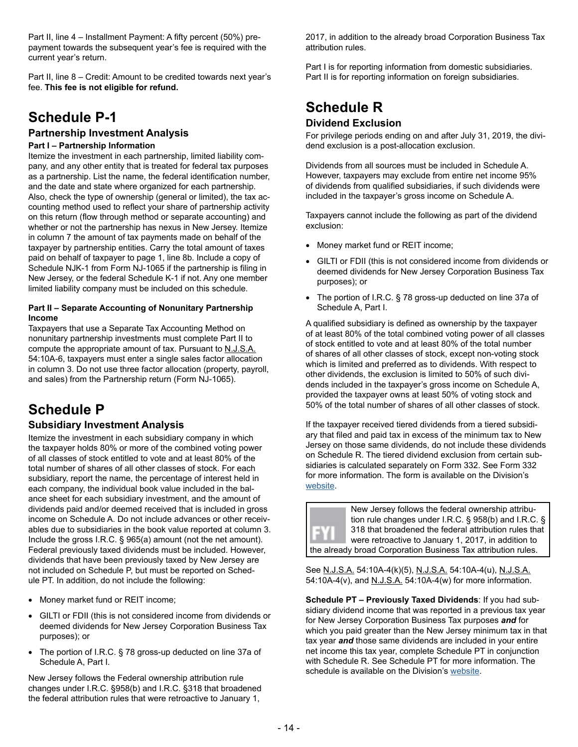Part II, line 4 – Installment Payment: A fifty percent (50%) prepayment towards the subsequent year's fee is required with the current year's return.

Part II, line 8 – Credit: Amount to be credited towards next year's fee. **This fee is not eligible for refund.**

# Schedule P-1

## Partnership Investment Analysis

### Part I – Partnership Information

Itemize the investment in each partnership, limited liability company, and any other entity that is treated for federal tax purposes as a partnership. List the name, the federal identification number, and the date and state where organized for each partnership. Also, check the type of ownership (general or limited), the tax accounting method used to reflect your share of partnership activity on this return (flow through method or separate accounting) and whether or not the partnership has nexus in New Jersey. Itemize in column 7 the amount of tax payments made on behalf of the taxpayer by partnership entities. Carry the total amount of taxes paid on behalf of taxpayer to page 1, line 8b. Include a copy of Schedule NJK-1 from Form NJ-1065 if the partnership is filing in New Jersey, or the federal Schedule K-1 if not. Any one member limited liability company must be included on this schedule.

### Part II – Separate Accounting of Nonunitary Partnership Income

Taxpayers that use a Separate Tax Accounting Method on nonunitary partnership investments must complete Part II to compute the appropriate amount of tax. Pursuant to N.J.S.A. 54:10A-6, taxpayers must enter a single sales factor allocation in column 3. Do not use three factor allocation (property, payroll, and sales) from the Partnership return (Form NJ-1065).

# Schedule P

## Subsidiary Investment Analysis

Itemize the investment in each subsidiary company in which the taxpayer holds 80% or more of the combined voting power of all classes of stock entitled to vote and at least 80% of the total number of shares of all other classes of stock. For each subsidiary, report the name, the percentage of interest held in each company, the individual book value included in the balance sheet for each subsidiary investment, and the amount of dividends paid and/or deemed received that is included in gross income on Schedule A. Do not include advances or other receivables due to subsidiaries in the book value reported at column 3. Include the gross I.R.C. § 965(a) amount (not the net amount). Federal previously taxed dividends must be included. However, dividends that have been previously taxed by New Jersey are not included on Schedule P, but must be reported on Schedule PT. In addition, do not include the following:

- Money market fund or REIT income;
- GILTI or FDII (this is not considered income from dividends or deemed dividends for New Jersey Corporation Business Tax purposes); or
- The portion of I.R.C. § 78 gross-up deducted on line 37a of Schedule A, Part I.

New Jersey follows the Federal ownership attribution rule changes under I.R.C. §958(b) and I.R.C. §318 that broadened the federal attribution rules that were retroactive to January 1, 2017, in addition to the already broad Corporation Business Tax attribution rules.

Part I is for reporting information from domestic subsidiaries. Part II is for reporting information on foreign subsidiaries.

# Schedule R

## Dividend Exclusion

For privilege periods ending on and after July 31, 2019, the dividend exclusion is a post-allocation exclusion.

Dividends from all sources must be included in Schedule A. However, taxpayers may exclude from entire net income 95% of dividends from qualified subsidiaries, if such dividends were included in the taxpayer's gross income on Schedule A.

Taxpayers cannot include the following as part of the dividend exclusion:

- Money market fund or REIT income;
- GILTI or FDII (this is not considered income from dividends or deemed dividends for New Jersey Corporation Business Tax purposes); or
- The portion of I.R.C. § 78 gross-up deducted on line 37a of Schedule A, Part I.

A qualified subsidiary is defined as ownership by the taxpayer of at least 80% of the total combined voting power of all classes of stock entitled to vote and at least 80% of the total number of shares of all other classes of stock, except non-voting stock which is limited and preferred as to dividends. With respect to other dividends, the exclusion is limited to 50% of such dividends included in the taxpayer's gross income on Schedule A, provided the taxpayer owns at least 50% of voting stock and 50% of the total number of shares of all other classes of stock.

If the taxpayer received tiered dividends from a tiered subsidiary that filed and paid tax in excess of the minimum tax to New Jersey on those same dividends, do not include these dividends on Schedule R. The tiered dividend exclusion from certain subsidiaries is calculated separately on Form 332. See Form 332 for more information. The form is available on the Division's website.

FYI: New Jersey follows the federal ownership attribution rule changes under I.R.C. § 958(b) and I.R.C. § 318 that broadened the federal attribution rules that were retroactive to January 1, 2017, in addition to the already broad Corporation Business Tax attribution rules.

See N.J.S.A. 54:10A-4(k)(5), N.J.S.A. 54:10A-4(u), N.J.S.A. 54:10A-4(v), and N.J.S.A. 54:10A-4(w) for more information.

**Schedule PT – Previously Taxed Dividends**: If you had subsidiary dividend income that was reported in a previous tax year for New Jersey Corporation Business Tax purposes ***and*** for which you paid greater than the New Jersey minimum tax in that tax year ***and*** those same dividends are included in your entire net income this tax year, complete Schedule PT in conjunction with Schedule R. See Schedule PT for more information. The schedule is available on the Division's website.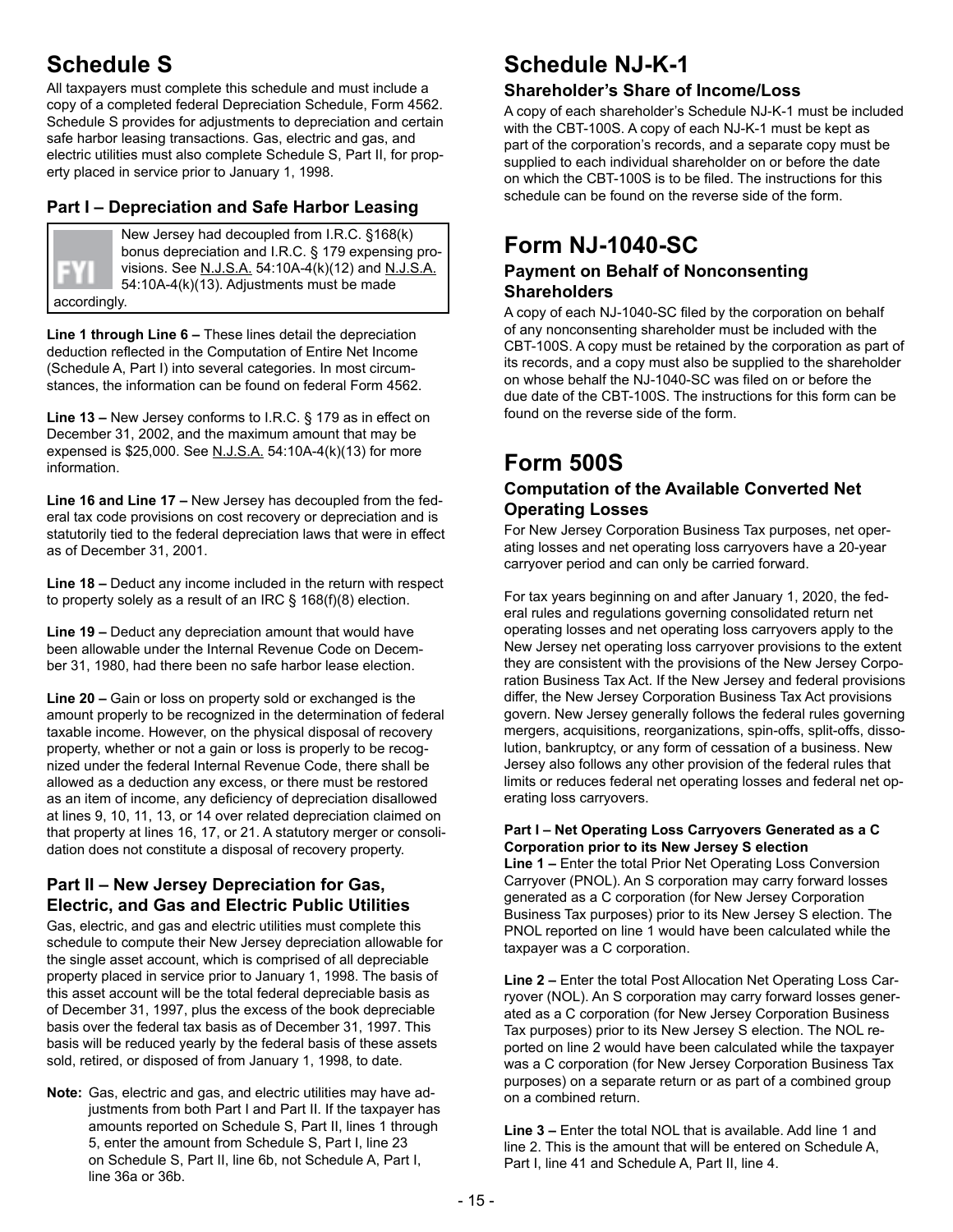# Schedule S

All taxpayers must complete this schedule and must include a copy of a completed federal Depreciation Schedule, Form 4562. Schedule S provides for adjustments to depreciation and certain safe harbor leasing transactions. Gas, electric and gas, and electric utilities must also complete Schedule S, Part II, for property placed in service prior to January 1, 1998.

## Part I – Depreciation and Safe Harbor Leasing

> **FYI** New Jersey had decoupled from I.R.C. §168(k) bonus depreciation and I.R.C. § 179 expensing provisions. See N.J.S.A. 54:10A-4(k)(12) and N.J.S.A. 54:10A-4(k)(13). Adjustments must be made accordingly.

**Line 1 through Line 6 –** These lines detail the depreciation deduction reflected in the Computation of Entire Net Income (Schedule A, Part I) into several categories. In most circumstances, the information can be found on federal Form 4562.

**Line 13 –** New Jersey conforms to I.R.C. § 179 as in effect on December 31, 2002, and the maximum amount that may be expensed is $25,000. See N.J.S.A. 54:10A-4(k)(13) for more information.

**Line 16 and Line 17 –** New Jersey has decoupled from the federal tax code provisions on cost recovery or depreciation and is statutorily tied to the federal depreciation laws that were in effect as of December 31, 2001.

**Line 18 –** Deduct any income included in the return with respect to property solely as a result of an IRC § 168(f)(8) election.

**Line 19 –** Deduct any depreciation amount that would have been allowable under the Internal Revenue Code on December 31, 1980, had there been no safe harbor lease election.

**Line 20 –** Gain or loss on property sold or exchanged is the amount properly to be recognized in the determination of federal taxable income. However, on the physical disposal of recovery property, whether or not a gain or loss is properly to be recognized under the federal Internal Revenue Code, there shall be allowed as a deduction any excess, or there must be restored as an item of income, any deficiency of depreciation disallowed at lines 9, 10, 11, 13, or 14 over related depreciation claimed on that property at lines 16, 17, or 21. A statutory merger or consolidation does not constitute a disposal of recovery property.

## Part II – New Jersey Depreciation for Gas, Electric, and Gas and Electric Public Utilities

Gas, electric, and gas and electric utilities must complete this schedule to compute their New Jersey depreciation allowable for the single asset account, which is comprised of all depreciable property placed in service prior to January 1, 1998. The basis of this asset account will be the total federal depreciable basis as of December 31, 1997, plus the excess of the book depreciable basis over the federal tax basis as of December 31, 1997. This basis will be reduced yearly by the federal basis of these assets sold, retired, or disposed of from January 1, 1998, to date.

**Note:** Gas, electric and gas, and electric utilities may have adjustments from both Part I and Part II. If the taxpayer has amounts reported on Schedule S, Part II, lines 1 through 5, enter the amount from Schedule S, Part I, line 23 on Schedule S, Part II, line 6b, not Schedule A, Part I, line 36a or 36b.

# Schedule NJ-K-1

## Shareholder's Share of Income/Loss

A copy of each shareholder's Schedule NJ-K-1 must be included with the CBT-100S. A copy of each NJ-K-1 must be kept as part of the corporation's records, and a separate copy must be supplied to each individual shareholder on or before the date on which the CBT-100S is to be filed. The instructions for this schedule can be found on the reverse side of the form.

# Form NJ-1040-SC

## Payment on Behalf of Nonconsenting Shareholders

A copy of each NJ-1040-SC filed by the corporation on behalf of any nonconsenting shareholder must be included with the CBT-100S. A copy must be retained by the corporation as part of its records, and a copy must also be supplied to the shareholder on whose behalf the NJ-1040-SC was filed on or before the due date of the CBT-100S. The instructions for this form can be found on the reverse side of the form.

# Form 500S

## Computation of the Available Converted Net Operating Losses

For New Jersey Corporation Business Tax purposes, net operating losses and net operating loss carryovers have a 20-year carryover period and can only be carried forward.

For tax years beginning on and after January 1, 2020, the federal rules and regulations governing consolidated return net operating losses and net operating loss carryovers apply to the New Jersey net operating loss carryover provisions to the extent they are consistent with the provisions of the New Jersey Corporation Business Tax Act. If the New Jersey and federal provisions differ, the New Jersey Corporation Business Tax Act provisions govern. New Jersey generally follows the federal rules governing mergers, acquisitions, reorganizations, spin-offs, split-offs, dissolution, bankruptcy, or any form of cessation of a business. New Jersey also follows any other provision of the federal rules that limits or reduces federal net operating losses and federal net operating loss carryovers.

#### Part I – Net Operating Loss Carryovers Generated as a C Corporation prior to its New Jersey S election

**Line 1 –** Enter the total Prior Net Operating Loss Conversion Carryover (PNOL). An S corporation may carry forward losses generated as a C corporation (for New Jersey Corporation Business Tax purposes) prior to its New Jersey S election. The PNOL reported on line 1 would have been calculated while the taxpayer was a C corporation.

**Line 2 –** Enter the total Post Allocation Net Operating Loss Carryover (NOL). An S corporation may carry forward losses generated as a C corporation (for New Jersey Corporation Business Tax purposes) prior to its New Jersey S election. The NOL reported on line 2 would have been calculated while the taxpayer was a C corporation (for New Jersey Corporation Business Tax purposes) on a separate return or as part of a combined group on a combined return.

**Line 3 –** Enter the total NOL that is available. Add line 1 and line 2. This is the amount that will be entered on Schedule A, Part I, line 41 and Schedule A, Part II, line 4.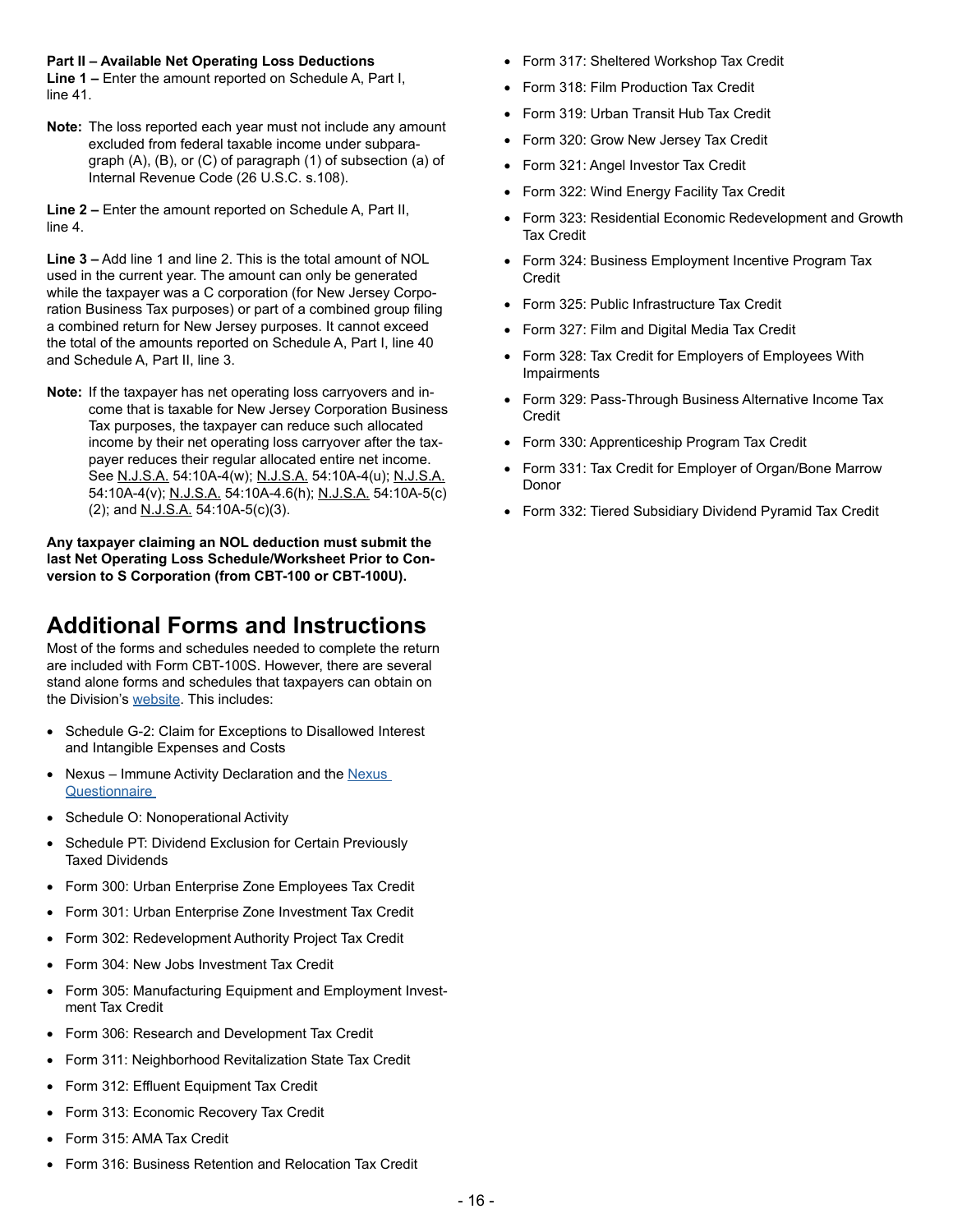**Part II – Available Net Operating Loss Deductions**

**Line 1 –** Enter the amount reported on Schedule A, Part I, line 41.

**Note:** The loss reported each year must not include any amount excluded from federal taxable income under subparagraph (A), (B), or (C) of paragraph (1) of subsection (a) of Internal Revenue Code (26 U.S.C. s.108).

**Line 2 –** Enter the amount reported on Schedule A, Part II, line 4.

**Line 3 –** Add line 1 and line 2. This is the total amount of NOL used in the current year. The amount can only be generated while the taxpayer was a C corporation (for New Jersey Corporation Business Tax purposes) or part of a combined group filing a combined return for New Jersey purposes. It cannot exceed the total of the amounts reported on Schedule A, Part I, line 40 and Schedule A, Part II, line 3.

**Note:** If the taxpayer has net operating loss carryovers and income that is taxable for New Jersey Corporation Business Tax purposes, the taxpayer can reduce such allocated income by their net operating loss carryover after the taxpayer reduces their regular allocated entire net income. See N.J.S.A. 54:10A-4(w); N.J.S.A. 54:10A-4(u); N.J.S.A. 54:10A-4(v); N.J.S.A. 54:10A-4.6(h); N.J.S.A. 54:10A-5(c)(2); and N.J.S.A. 54:10A-5(c)(3).

**Any taxpayer claiming an NOL deduction must submit the last Net Operating Loss Schedule/Worksheet Prior to Conversion to S Corporation (from CBT-100 or CBT-100U).**

## Additional Forms and Instructions

Most of the forms and schedules needed to complete the return are included with Form CBT-100S. However, there are several stand alone forms and schedules that taxpayers can obtain on the Division's website. This includes:

- Schedule G-2: Claim for Exceptions to Disallowed Interest and Intangible Expenses and Costs
- Nexus – Immune Activity Declaration and the Nexus Questionnaire
- Schedule O: Nonoperational Activity
- Schedule PT: Dividend Exclusion for Certain Previously Taxed Dividends
- Form 300: Urban Enterprise Zone Employees Tax Credit
- Form 301: Urban Enterprise Zone Investment Tax Credit
- Form 302: Redevelopment Authority Project Tax Credit
- Form 304: New Jobs Investment Tax Credit
- Form 305: Manufacturing Equipment and Employment Investment Tax Credit
- Form 306: Research and Development Tax Credit
- Form 311: Neighborhood Revitalization State Tax Credit
- Form 312: Effluent Equipment Tax Credit
- Form 313: Economic Recovery Tax Credit
- Form 315: AMA Tax Credit
- Form 316: Business Retention and Relocation Tax Credit
- Form 317: Sheltered Workshop Tax Credit
- Form 318: Film Production Tax Credit
- Form 319: Urban Transit Hub Tax Credit
- Form 320: Grow New Jersey Tax Credit
- Form 321: Angel Investor Tax Credit
- Form 322: Wind Energy Facility Tax Credit
- Form 323: Residential Economic Redevelopment and Growth Tax Credit
- Form 324: Business Employment Incentive Program Tax Credit
- Form 325: Public Infrastructure Tax Credit
- Form 327: Film and Digital Media Tax Credit
- Form 328: Tax Credit for Employers of Employees With Impairments
- Form 329: Pass-Through Business Alternative Income Tax Credit
- Form 330: Apprenticeship Program Tax Credit
- Form 331: Tax Credit for Employer of Organ/Bone Marrow Donor
- Form 332: Tiered Subsidiary Dividend Pyramid Tax Credit